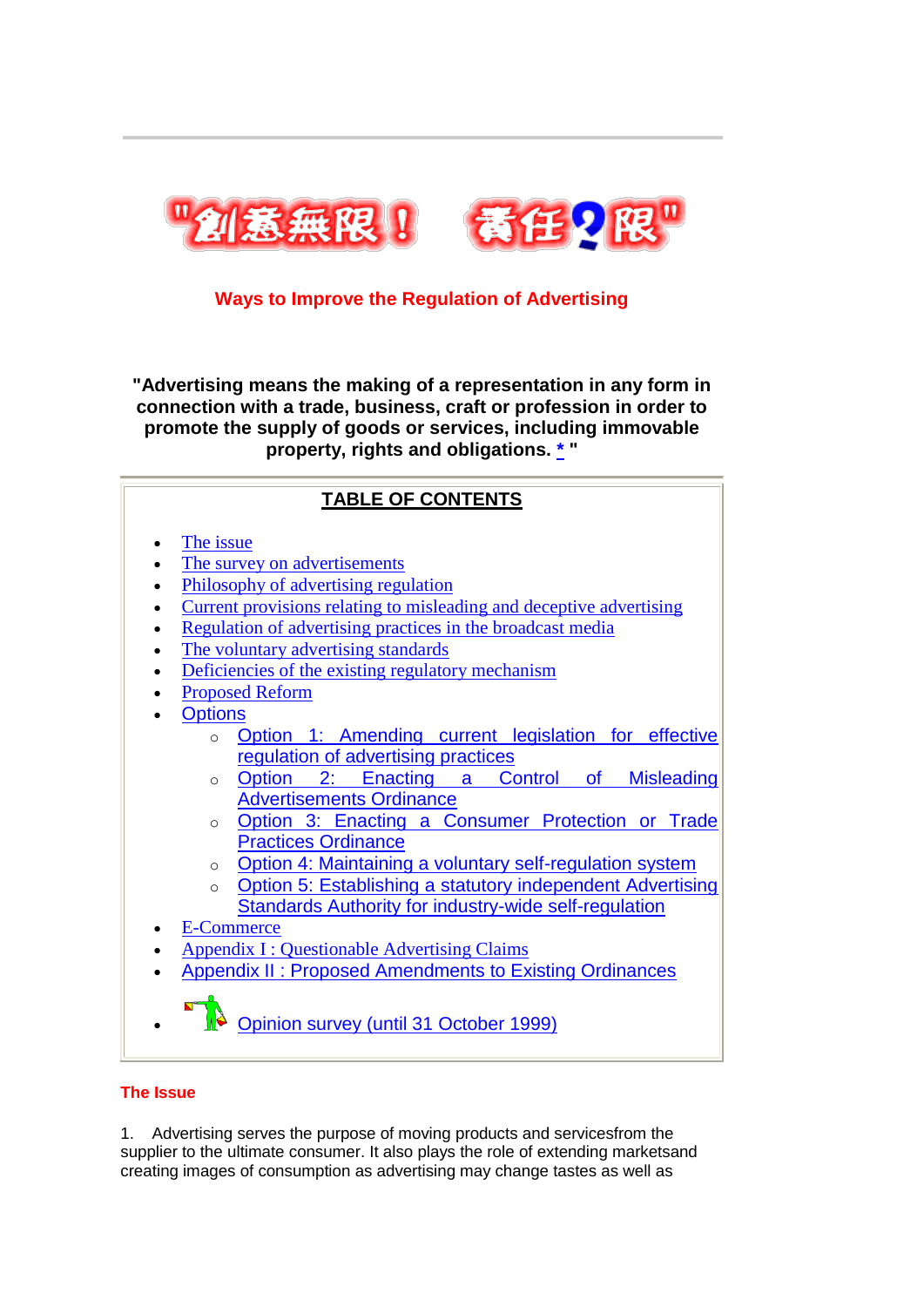"創意無限！ 責任?限"

## Ways to Improve the Regulation of Advertising

**"Advertising means the making of a representation in any form in connection with a trade, business, craft or profession in order to promote the supply of goods or services, including immovable property, rights and obligations. * "**

### TABLE OF CONTENTS

- The issue
- The survey on advertisements
- Philosophy of advertising regulation
- Current provisions relating to misleading and deceptive advertising
- Regulation of advertising practices in the broadcast media
- The voluntary advertising standards
- Deficiencies of the existing regulatory mechanism
- Proposed Reform
- Options
    - Option 1: Amending current legislation for effective regulation of advertising practices
    - Option 2: Enacting a Control of Misleading Advertisements Ordinance
    - Option 3: Enacting a Consumer Protection or Trade Practices Ordinance
    - Option 4: Maintaining a voluntary self-regulation system
    - Option 5: Establishing a statutory independent Advertising Standards Authority for industry-wide self-regulation
- E-Commerce
- Appendix I : Questionable Advertising Claims
- Appendix II : Proposed Amendments to Existing Ordinances
- Opinion survey (until 31 October 1999)

### The Issue

1. Advertising serves the purpose of moving products and servicesfrom the supplier to the ultimate consumer. It also plays the role of extending marketsand creating images of consumption as advertising may change tastes as well as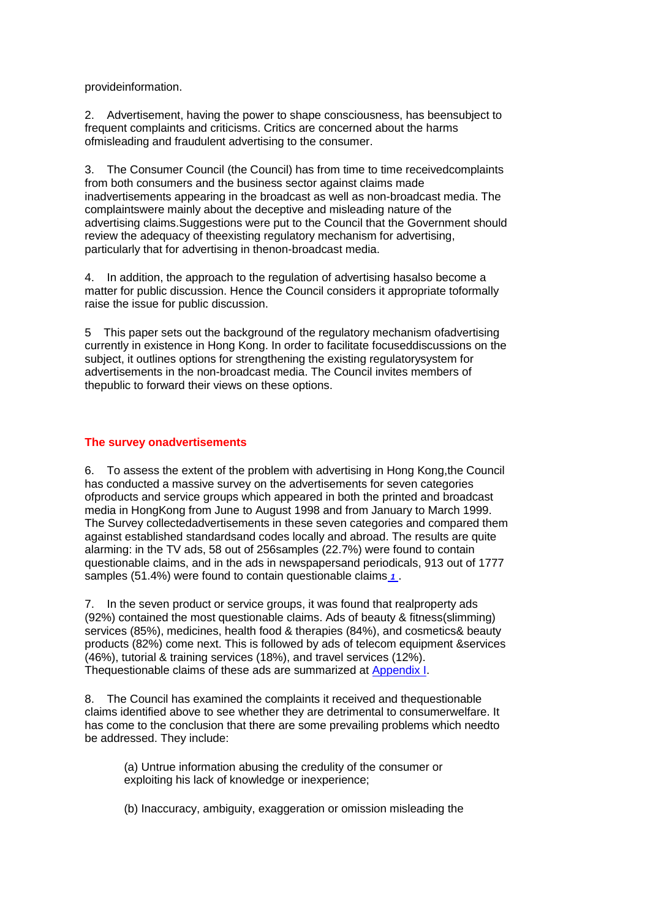provideinformation.

2. Advertisement, having the power to shape consciousness, has beensubject to frequent complaints and criticisms. Critics are concerned about the harms ofmisleading and fraudulent advertising to the consumer.

3. The Consumer Council (the Council) has from time to time receivedcomplaints from both consumers and the business sector against claims made inadvertisements appearing in the broadcast as well as non-broadcast media. The complaintswere mainly about the deceptive and misleading nature of the advertising claims.Suggestions were put to the Council that the Government should review the adequacy of theexisting regulatory mechanism for advertising, particularly that for advertising in thenon-broadcast media.

4. In addition, the approach to the regulation of advertising hasalso become a matter for public discussion. Hence the Council considers it appropriate toformally raise the issue for public discussion.

5 This paper sets out the background of the regulatory mechanism ofadvertising currently in existence in Hong Kong. In order to facilitate focuseddiscussions on the subject, it outlines options for strengthening the existing regulatorysystem for advertisements in the non-broadcast media. The Council invites members of thepublic to forward their views on these options.

## The survey onadvertisements

6. To assess the extent of the problem with advertising in Hong Kong,the Council has conducted a massive survey on the advertisements for seven categories ofproducts and service groups which appeared in both the printed and broadcast media in HongKong from June to August 1998 and from January to March 1999. The Survey collectedadvertisements in these seven categories and compared them against established standardsand codes locally and abroad. The results are quite alarming: in the TV ads, 58 out of 256samples (22.7%) were found to contain questionable claims, and in the ads in newspapersand periodicals, 913 out of 1777 samples (51.4%) were found to contain questionable claims [1].

7. In the seven product or service groups, it was found that realproperty ads (92%) contained the most questionable claims. Ads of beauty & fitness(slimming) services (85%), medicines, health food & therapies (84%), and cosmetics& beauty products (82%) come next. This is followed by ads of telecom equipment &services (46%), tutorial & training services (18%), and travel services (12%). Thequestionable claims of these ads are summarized at Appendix I.

8. The Council has examined the complaints it received and thequestionable claims identified above to see whether they are detrimental to consumerwelfare. It has come to the conclusion that there are some prevailing problems which needto be addressed. They include:

(a) Untrue information abusing the credulity of the consumer or exploiting his lack of knowledge or inexperience;

(b) Inaccuracy, ambiguity, exaggeration or omission misleading the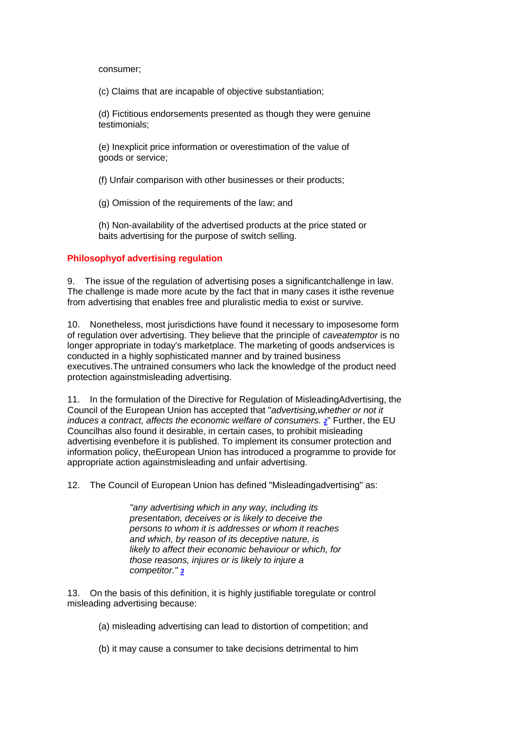consumer;

(c) Claims that are incapable of objective substantiation;

(d) Fictitious endorsements presented as though they were genuine testimonials;

(e) Inexplicit price information or overestimation of the value of goods or service;

(f) Unfair comparison with other businesses or their products;

(g) Omission of the requirements of the law; and

(h) Non-availability of the advertised products at the price stated or baits advertising for the purpose of switch selling.

## Philosophyof advertising regulation

9. The issue of the regulation of advertising poses a significantchallenge in law. The challenge is made more acute by the fact that in many cases it isthe revenue from advertising that enables free and pluralistic media to exist or survive.

10. Nonetheless, most jurisdictions have found it necessary to imposesome form of regulation over advertising. They believe that the principle of *caveatemptor* is no longer appropriate in today's marketplace. The marketing of goods andservices is conducted in a highly sophisticated manner and by trained business executives.The untrained consumers who lack the knowledge of the product need protection againstmisleading advertising.

11. In the formulation of the Directive for Regulation of MisleadingAdvertising, the Council of the European Union has accepted that "*advertising,whether or not it induces a contract, affects the economic welfare of consumers.* [2]" Further, the EU Councilhas also found it desirable, in certain cases, to prohibit misleading advertising evenbefore it is published. To implement its consumer protection and information policy, theEuropean Union has introduced a programme to provide for appropriate action againstmisleading and unfair advertising.

12. The Council of European Union has defined "Misleadingadvertising" as:

> *"any advertising which in any way, including its presentation, deceives or is likely to deceive the persons to whom it is addresses or whom it reaches and which, by reason of its deceptive nature, is likely to affect their economic behaviour or which, for those reasons, injures or is likely to injure a competitor."* [3]

13. On the basis of this definition, it is highly justifiable toregulate or control misleading advertising because:

(a) misleading advertising can lead to distortion of competition; and

(b) it may cause a consumer to take decisions detrimental to him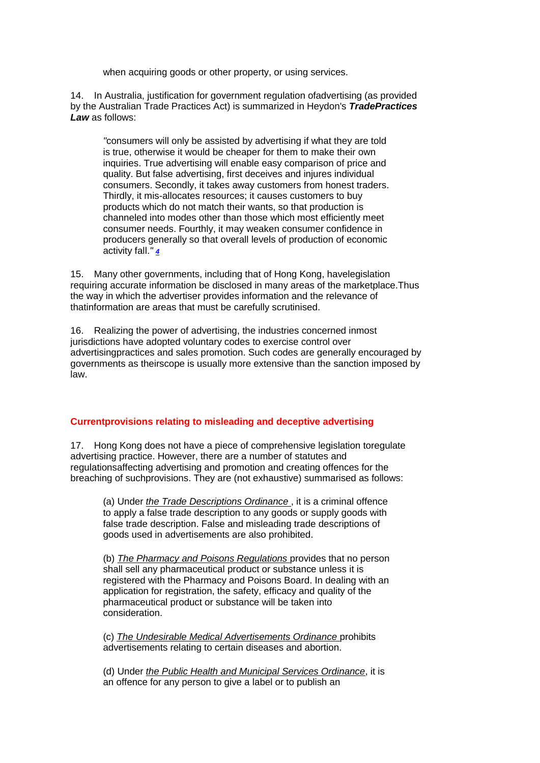when acquiring goods or other property, or using services.

14. In Australia, justification for government regulation ofadvertising (as provided by the Australian Trade Practices Act) is summarized in Heydon's ***TradePractices Law*** as follows:

> "consumers will only be assisted by advertising if what they are told is true, otherwise it would be cheaper for them to make their own inquiries. True advertising will enable easy comparison of price and quality. But false advertising, first deceives and injures individual consumers. Secondly, it takes away customers from honest traders. Thirdly, it mis-allocates resources; it causes customers to buy products which do not match their wants, so that production is channeled into modes other than those which most efficiently meet consumer needs. Fourthly, it may weaken consumer confidence in producers generally so that overall levels of production of economic activity fall." [4]

15. Many other governments, including that of Hong Kong, havelegislation requiring accurate information be disclosed in many areas of the marketplace.Thus the way in which the advertiser provides information and the relevance of thatinformation are areas that must be carefully scrutinised.

16. Realizing the power of advertising, the industries concerned inmost jurisdictions have adopted voluntary codes to exercise control over advertisingpractices and sales promotion. Such codes are generally encouraged by governments as theirscope is usually more extensive than the sanction imposed by law.

## Currentprovisions relating to misleading and deceptive advertising

17. Hong Kong does not have a piece of comprehensive legislation toregulate advertising practice. However, there are a number of statutes and regulationsaffecting advertising and promotion and creating offences for the breaching of suchprovisions. They are (not exhaustive) summarised as follows:

(a) Under *the Trade Descriptions Ordinance* , it is a criminal offence to apply a false trade description to any goods or supply goods with false trade description. False and misleading trade descriptions of goods used in advertisements are also prohibited.

(b) *The Pharmacy and Poisons Regulations* provides that no person shall sell any pharmaceutical product or substance unless it is registered with the Pharmacy and Poisons Board. In dealing with an application for registration, the safety, efficacy and quality of the pharmaceutical product or substance will be taken into consideration.

(c) *The Undesirable Medical Advertisements Ordinance* prohibits advertisements relating to certain diseases and abortion.

(d) Under *the Public Health and Municipal Services Ordinance*, it is an offence for any person to give a label or to publish an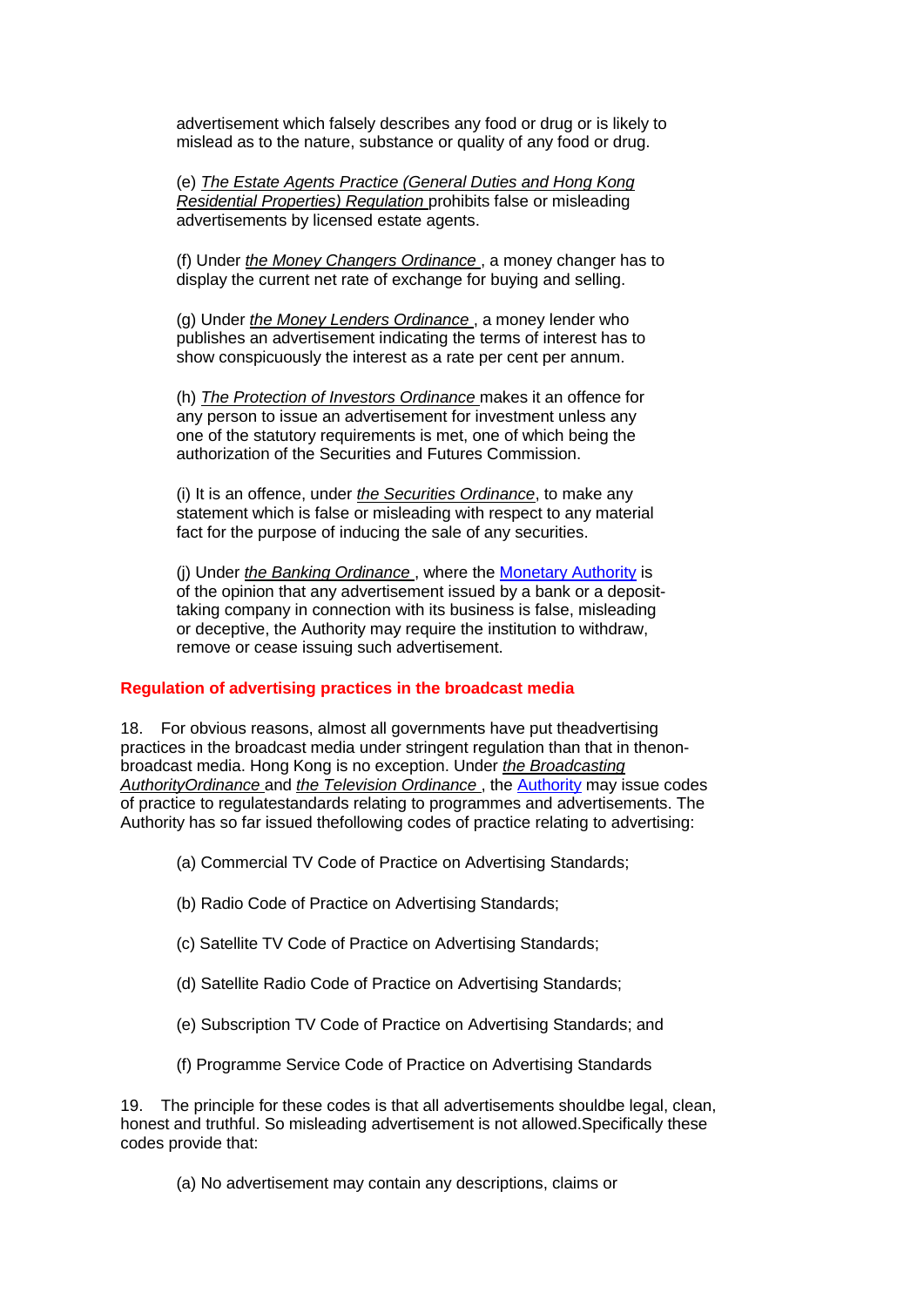advertisement which falsely describes any food or drug or is likely to mislead as to the nature, substance or quality of any food or drug.

(e) *The Estate Agents Practice (General Duties and Hong Kong Residential Properties) Regulation* prohibits false or misleading advertisements by licensed estate agents.

(f) Under *the Money Changers Ordinance* , a money changer has to display the current net rate of exchange for buying and selling.

(g) Under *the Money Lenders Ordinance* , a money lender who publishes an advertisement indicating the terms of interest has to show conspicuously the interest as a rate per cent per annum.

(h) *The Protection of Investors Ordinance* makes it an offence for any person to issue an advertisement for investment unless any one of the statutory requirements is met, one of which being the authorization of the Securities and Futures Commission.

(i) It is an offence, under *the Securities Ordinance*, to make any statement which is false or misleading with respect to any material fact for the purpose of inducing the sale of any securities.

(j) Under *the Banking Ordinance* , where the Monetary Authority is of the opinion that any advertisement issued by a bank or a deposit-taking company in connection with its business is false, misleading or deceptive, the Authority may require the institution to withdraw, remove or cease issuing such advertisement.

## Regulation of advertising practices in the broadcast media

18. For obvious reasons, almost all governments have put theadvertising practices in the broadcast media under stringent regulation than that in thenon-broadcast media. Hong Kong is no exception. Under *the Broadcasting AuthorityOrdinance* and *the Television Ordinance* , the Authority may issue codes of practice to regulatestandards relating to programmes and advertisements. The Authority has so far issued thefollowing codes of practice relating to advertising:

(a) Commercial TV Code of Practice on Advertising Standards;

(b) Radio Code of Practice on Advertising Standards;

(c) Satellite TV Code of Practice on Advertising Standards;

(d) Satellite Radio Code of Practice on Advertising Standards;

(e) Subscription TV Code of Practice on Advertising Standards; and

(f) Programme Service Code of Practice on Advertising Standards

19. The principle for these codes is that all advertisements shouldbe legal, clean, honest and truthful. So misleading advertisement is not allowed.Specifically these codes provide that:

(a) No advertisement may contain any descriptions, claims or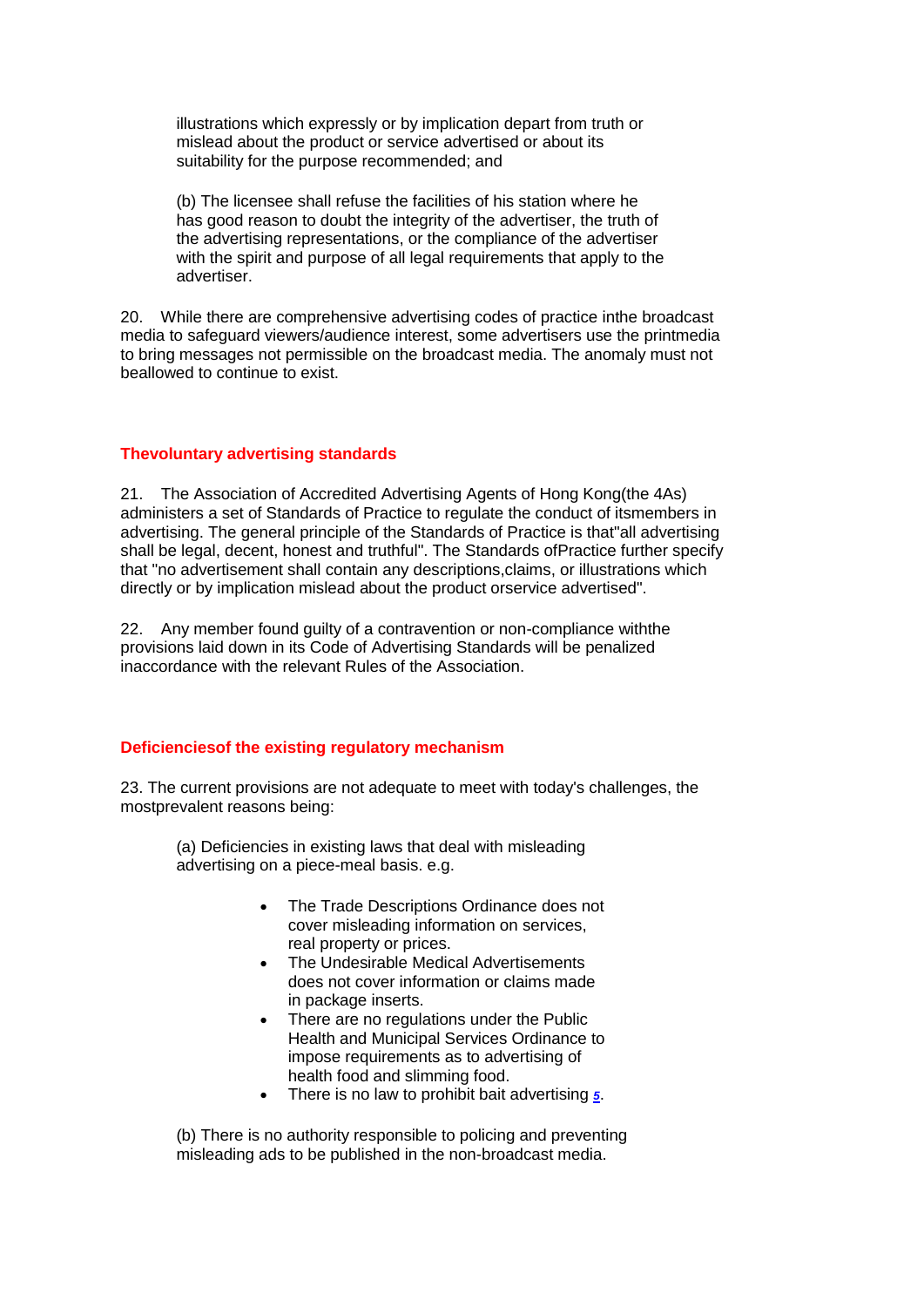illustrations which expressly or by implication depart from truth or mislead about the product or service advertised or about its suitability for the purpose recommended; and

(b) The licensee shall refuse the facilities of his station where he has good reason to doubt the integrity of the advertiser, the truth of the advertising representations, or the compliance of the advertiser with the spirit and purpose of all legal requirements that apply to the advertiser.

20. While there are comprehensive advertising codes of practice inthe broadcast media to safeguard viewers/audience interest, some advertisers use the printmedia to bring messages not permissible on the broadcast media. The anomaly must not beallowed to continue to exist.

## Thevoluntary advertising standards

21. The Association of Accredited Advertising Agents of Hong Kong(the 4As) administers a set of Standards of Practice to regulate the conduct of itsmembers in advertising. The general principle of the Standards of Practice is that"all advertising shall be legal, decent, honest and truthful". The Standards ofPractice further specify that "no advertisement shall contain any descriptions,claims, or illustrations which directly or by implication mislead about the product orservice advertised".

22. Any member found guilty of a contravention or non-compliance withthe provisions laid down in its Code of Advertising Standards will be penalized inaccordance with the relevant Rules of the Association.

## Deficienciesof the existing regulatory mechanism

23. The current provisions are not adequate to meet with today's challenges, the mostprevalent reasons being:

(a) Deficiencies in existing laws that deal with misleading advertising on a piece-meal basis. e.g.

- The Trade Descriptions Ordinance does not cover misleading information on services, real property or prices.
- The Undesirable Medical Advertisements does not cover information or claims made in package inserts.
- There are no regulations under the Public Health and Municipal Services Ordinance to impose requirements as to advertising of health food and slimming food.
- There is no law to prohibit bait advertising [5].

(b) There is no authority responsible to policing and preventing misleading ads to be published in the non-broadcast media.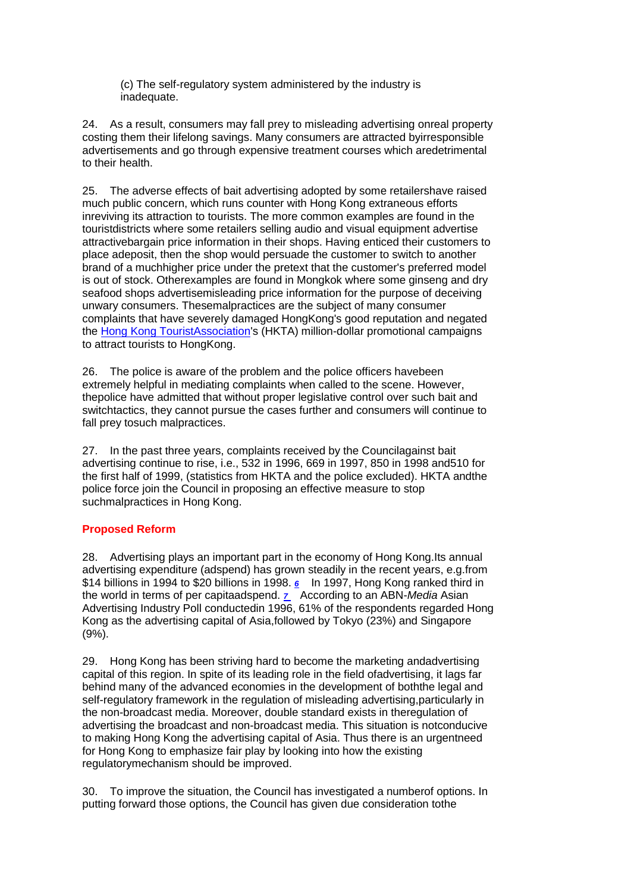(c) The self-regulatory system administered by the industry is inadequate.

24. As a result, consumers may fall prey to misleading advertising onreal property costing them their lifelong savings. Many consumers are attracted byirresponsible advertisements and go through expensive treatment courses which aredetrimental to their health.

25. The adverse effects of bait advertising adopted by some retailershave raised much public concern, which runs counter with Hong Kong extraneous efforts inreviving its attraction to tourists. The more common examples are found in the touristdistricts where some retailers selling audio and visual equipment advertise attractivebargain price information in their shops. Having enticed their customers to place adeposit, then the shop would persuade the customer to switch to another brand of a muchhigher price under the pretext that the customer's preferred model is out of stock. Otherexamples are found in Mongkok where some ginseng and dry seafood shops advertisemisleading price information for the purpose of deceiving unwary consumers. Thesemalpractices are the subject of many consumer complaints that have severely damaged HongKong's good reputation and negated the Hong Kong TouristAssociation's (HKTA) million-dollar promotional campaigns to attract tourists to HongKong.

26. The police is aware of the problem and the police officers havebeen extremely helpful in mediating complaints when called to the scene. However, thepolice have admitted that without proper legislative control over such bait and switchtactics, they cannot pursue the cases further and consumers will continue to fall prey tosuch malpractices.

27. In the past three years, complaints received by the Councilagainst bait advertising continue to rise, i.e., 532 in 1996, 669 in 1997, 850 in 1998 and510 for the first half of 1999, (statistics from HKTA and the police excluded). HKTA andthe police force join the Council in proposing an effective measure to stop suchmalpractices in Hong Kong.

## Proposed Reform

28. Advertising plays an important part in the economy of Hong Kong.Its annual advertising expenditure (adspend) has grown steadily in the recent years, e.g.from $14 billions in 1994 to $20 billions in 1998. [6] In 1997, Hong Kong ranked third in the world in terms of per capitaadspend. [7] According to an ABN-*Media* Asian Advertising Industry Poll conductedin 1996, 61% of the respondents regarded Hong Kong as the advertising capital of Asia,followed by Tokyo (23%) and Singapore (9%).

29. Hong Kong has been striving hard to become the marketing andadvertising capital of this region. In spite of its leading role in the field ofadvertising, it lags far behind many of the advanced economies in the development of boththe legal and self-regulatory framework in the regulation of misleading advertising,particularly in the non-broadcast media. Moreover, double standard exists in theregulation of advertising the broadcast and non-broadcast media. This situation is notconducive to making Hong Kong the advertising capital of Asia. Thus there is an urgentneed for Hong Kong to emphasize fair play by looking into how the existing regulatorymechanism should be improved.

30. To improve the situation, the Council has investigated a numberof options. In putting forward those options, the Council has given due consideration tothe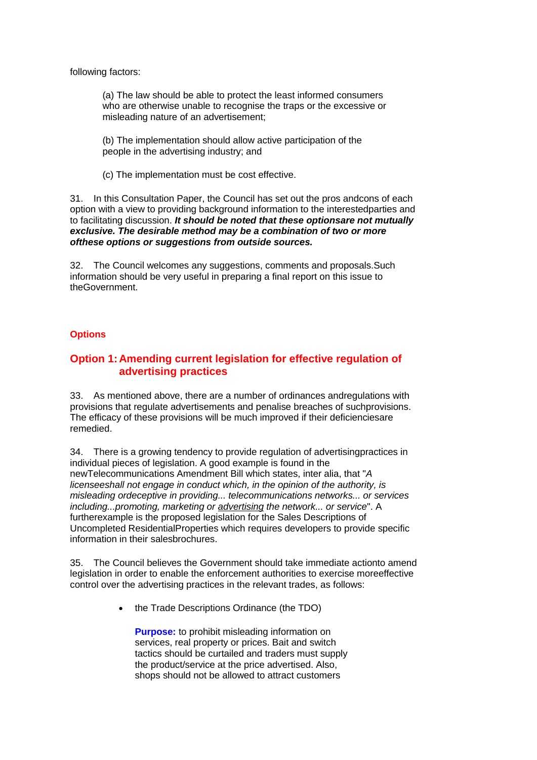following factors:

(a) The law should be able to protect the least informed consumers who are otherwise unable to recognise the traps or the excessive or misleading nature of an advertisement;

(b) The implementation should allow active participation of the people in the advertising industry; and

(c) The implementation must be cost effective.

31. In this Consultation Paper, the Council has set out the pros andcons of each option with a view to providing background information to the interestedparties and to facilitating discussion. ***It should be noted that these optionsare not mutually exclusive. The desirable method may be a combination of two or more ofthese options or suggestions from outside sources.***

32. The Council welcomes any suggestions, comments and proposals.Such information should be very useful in preparing a final report on this issue to theGovernment.

## Options

### Option 1: Amending current legislation for effective regulation of advertising practices

33. As mentioned above, there are a number of ordinances andregulations with provisions that regulate advertisements and penalise breaches of suchprovisions. The efficacy of these provisions will be much improved if their deficienciesare remedied.

34. There is a growing tendency to provide regulation of advertisingpractices in individual pieces of legislation. A good example is found in the newTelecommunications Amendment Bill which states, inter alia, that "*A licenseeshall not engage in conduct which, in the opinion of the authority, is misleading ordeceptive in providing... telecommunications networks... or services including...promoting, marketing or <u>advertising</u> the network... or service*". A furtherexample is the proposed legislation for the Sales Descriptions of Uncompleted ResidentialProperties which requires developers to provide specific information in their salesbrochures.

35. The Council believes the Government should take immediate actionto amend legislation in order to enable the enforcement authorities to exercise moreeffective control over the advertising practices in the relevant trades, as follows:

- the Trade Descriptions Ordinance (the TDO)

  **Purpose:** to prohibit misleading information on services, real property or prices. Bait and switch tactics should be curtailed and traders must supply the product/service at the price advertised. Also, shops should not be allowed to attract customers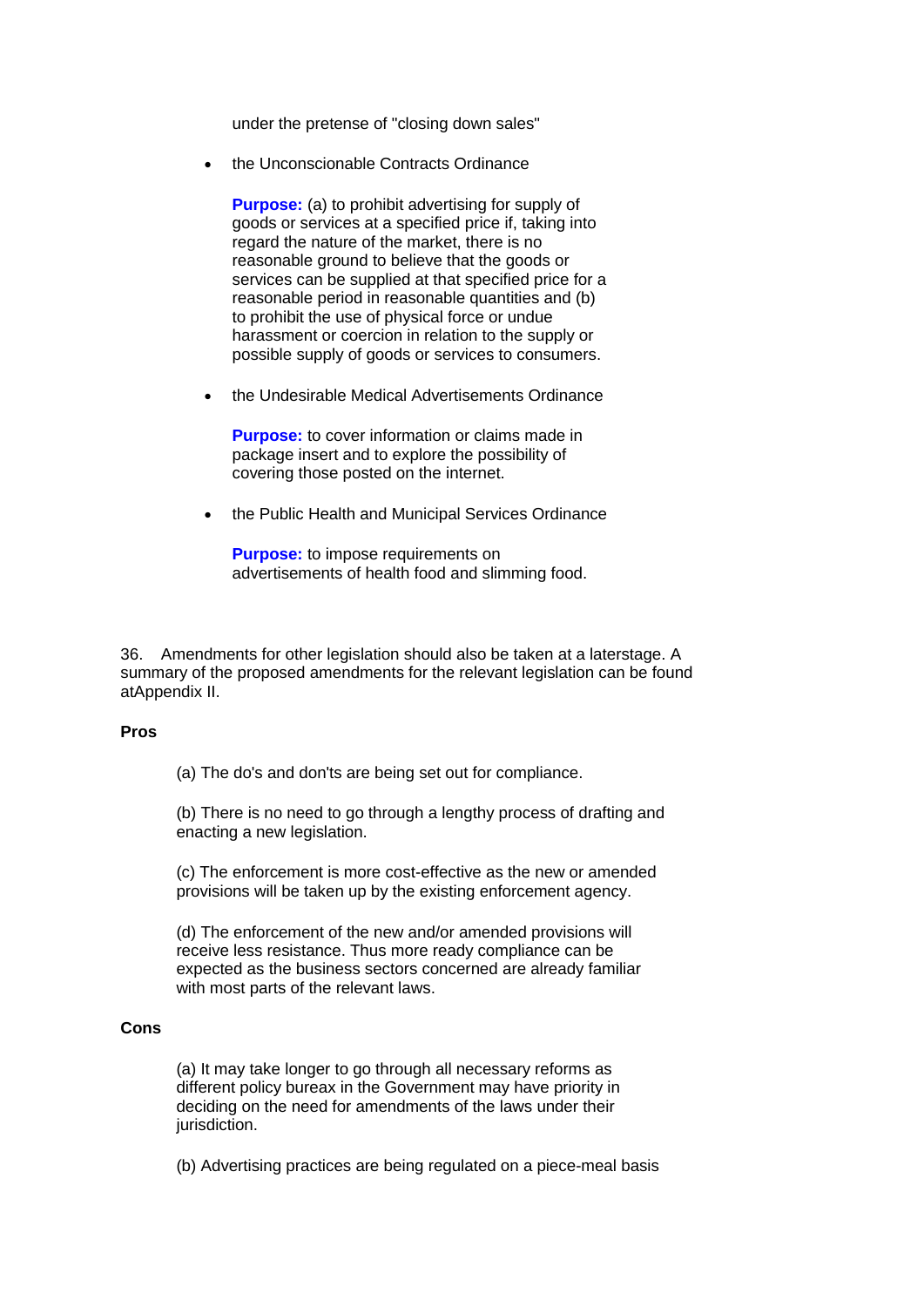under the pretense of "closing down sales"

- the Unconscionable Contracts Ordinance

  **Purpose:** (a) to prohibit advertising for supply of goods or services at a specified price if, taking into regard the nature of the market, there is no reasonable ground to believe that the goods or services can be supplied at that specified price for a reasonable period in reasonable quantities and (b) to prohibit the use of physical force or undue harassment or coercion in relation to the supply or possible supply of goods or services to consumers.

- the Undesirable Medical Advertisements Ordinance

  **Purpose:** to cover information or claims made in package insert and to explore the possibility of covering those posted on the internet.

- the Public Health and Municipal Services Ordinance

  **Purpose:** to impose requirements on advertisements of health food and slimming food.

36. Amendments for other legislation should also be taken at a laterstage. A summary of the proposed amendments for the relevant legislation can be found atAppendix II.

**Pros**

(a) The do's and don'ts are being set out for compliance.

(b) There is no need to go through a lengthy process of drafting and enacting a new legislation.

(c) The enforcement is more cost-effective as the new or amended provisions will be taken up by the existing enforcement agency.

(d) The enforcement of the new and/or amended provisions will receive less resistance. Thus more ready compliance can be expected as the business sectors concerned are already familiar with most parts of the relevant laws.

**Cons**

(a) It may take longer to go through all necessary reforms as different policy bureax in the Government may have priority in deciding on the need for amendments of the laws under their jurisdiction.

(b) Advertising practices are being regulated on a piece-meal basis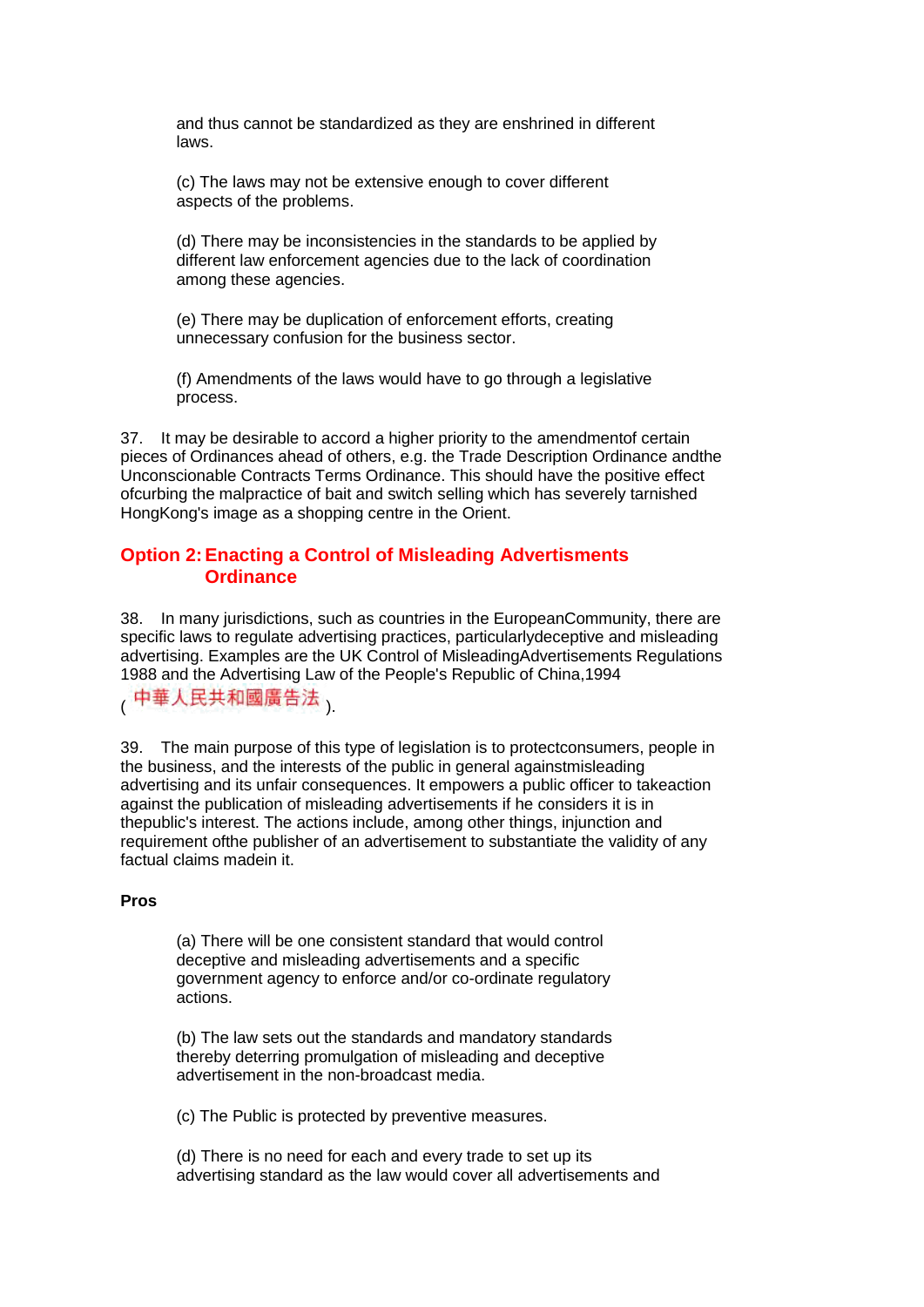and thus cannot be standardized as they are enshrined in different laws.

(c) The laws may not be extensive enough to cover different aspects of the problems.

(d) There may be inconsistencies in the standards to be applied by different law enforcement agencies due to the lack of coordination among these agencies.

(e) There may be duplication of enforcement efforts, creating unnecessary confusion for the business sector.

(f) Amendments of the laws would have to go through a legislative process.

37. It may be desirable to accord a higher priority to the amendmentof certain pieces of Ordinances ahead of others, e.g. the Trade Description Ordinance andthe Unconscionable Contracts Terms Ordinance. This should have the positive effect ofcurbing the malpractice of bait and switch selling which has severely tarnished HongKong's image as a shopping centre in the Orient.

## Option 2: Enacting a Control of Misleading Advertisements Ordinance

38. In many jurisdictions, such as countries in the EuropeanCommunity, there are specific laws to regulate advertising practices, particularlydeceptive and misleading advertising. Examples are the UK Control of MisleadingAdvertisements Regulations 1988 and the Advertising Law of the People's Republic of China,1994 (中華人民共和國廣告法).

39. The main purpose of this type of legislation is to protectconsumers, people in the business, and the interests of the public in general againstmisleading advertising and its unfair consequences. It empowers a public officer to takeaction against the publication of misleading advertisements if he considers it is in thepublic's interest. The actions include, among other things, injunction and requirement ofthe publisher of an advertisement to substantiate the validity of any factual claims madein it.

**Pros**

(a) There will be one consistent standard that would control deceptive and misleading advertisements and a specific government agency to enforce and/or co-ordinate regulatory actions.

(b) The law sets out the standards and mandatory standards thereby deterring promulgation of misleading and deceptive advertisement in the non-broadcast media.

(c) The Public is protected by preventive measures.

(d) There is no need for each and every trade to set up its advertising standard as the law would cover all advertisements and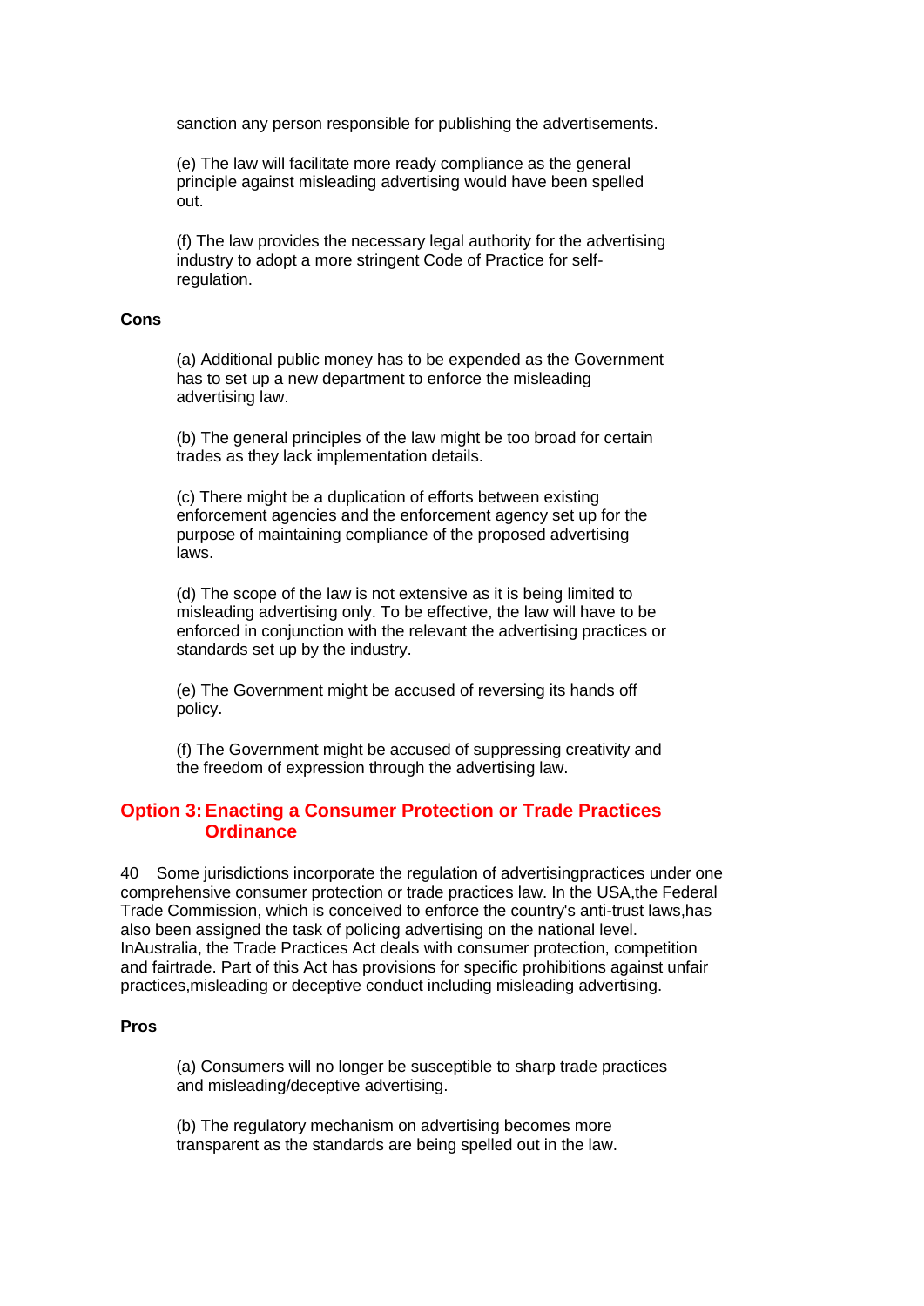sanction any person responsible for publishing the advertisements.

(e) The law will facilitate more ready compliance as the general principle against misleading advertising would have been spelled out.

(f) The law provides the necessary legal authority for the advertising industry to adopt a more stringent Code of Practice for self-regulation.

**Cons**

(a) Additional public money has to be expended as the Government has to set up a new department to enforce the misleading advertising law.

(b) The general principles of the law might be too broad for certain trades as they lack implementation details.

(c) There might be a duplication of efforts between existing enforcement agencies and the enforcement agency set up for the purpose of maintaining compliance of the proposed advertising laws.

(d) The scope of the law is not extensive as it is being limited to misleading advertising only. To be effective, the law will have to be enforced in conjunction with the relevant the advertising practices or standards set up by the industry.

(e) The Government might be accused of reversing its hands off policy.

(f) The Government might be accused of suppressing creativity and the freedom of expression through the advertising law.

## Option 3: Enacting a Consumer Protection or Trade Practices Ordinance

40 Some jurisdictions incorporate the regulation of advertisingpractices under one comprehensive consumer protection or trade practices law. In the USA,the Federal Trade Commission, which is conceived to enforce the country's anti-trust laws,has also been assigned the task of policing advertising on the national level. InAustralia, the Trade Practices Act deals with consumer protection, competition and fairtrade. Part of this Act has provisions for specific prohibitions against unfair practices,misleading or deceptive conduct including misleading advertising.

**Pros**

(a) Consumers will no longer be susceptible to sharp trade practices and misleading/deceptive advertising.

(b) The regulatory mechanism on advertising becomes more transparent as the standards are being spelled out in the law.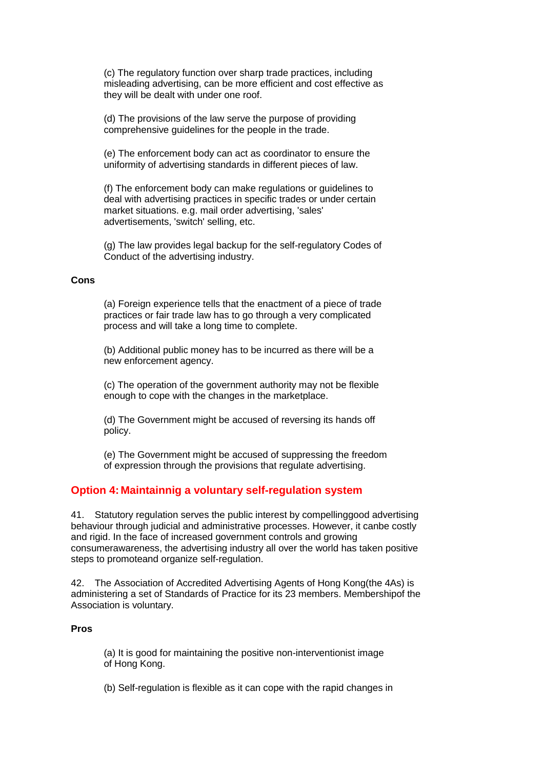(c) The regulatory function over sharp trade practices, including misleading advertising, can be more efficient and cost effective as they will be dealt with under one roof.

(d) The provisions of the law serve the purpose of providing comprehensive guidelines for the people in the trade.

(e) The enforcement body can act as coordinator to ensure the uniformity of advertising standards in different pieces of law.

(f) The enforcement body can make regulations or guidelines to deal with advertising practices in specific trades or under certain market situations. e.g. mail order advertising, 'sales' advertisements, 'switch' selling, etc.

(g) The law provides legal backup for the self-regulatory Codes of Conduct of the advertising industry.

**Cons**

(a) Foreign experience tells that the enactment of a piece of trade practices or fair trade law has to go through a very complicated process and will take a long time to complete.

(b) Additional public money has to be incurred as there will be a new enforcement agency.

(c) The operation of the government authority may not be flexible enough to cope with the changes in the marketplace.

(d) The Government might be accused of reversing its hands off policy.

(e) The Government might be accused of suppressing the freedom of expression through the provisions that regulate advertising.

## Option 4: Maintainnig a voluntary self-regulation system

41. Statutory regulation serves the public interest by compellinggood advertising behaviour through judicial and administrative processes. However, it canbe costly and rigid. In the face of increased government controls and growing consumerawareness, the advertising industry all over the world has taken positive steps to promoteand organize self-regulation.

42. The Association of Accredited Advertising Agents of Hong Kong(the 4As) is administering a set of Standards of Practice for its 23 members. Membershipof the Association is voluntary.

**Pros**

(a) It is good for maintaining the positive non-interventionist image of Hong Kong.

(b) Self-regulation is flexible as it can cope with the rapid changes in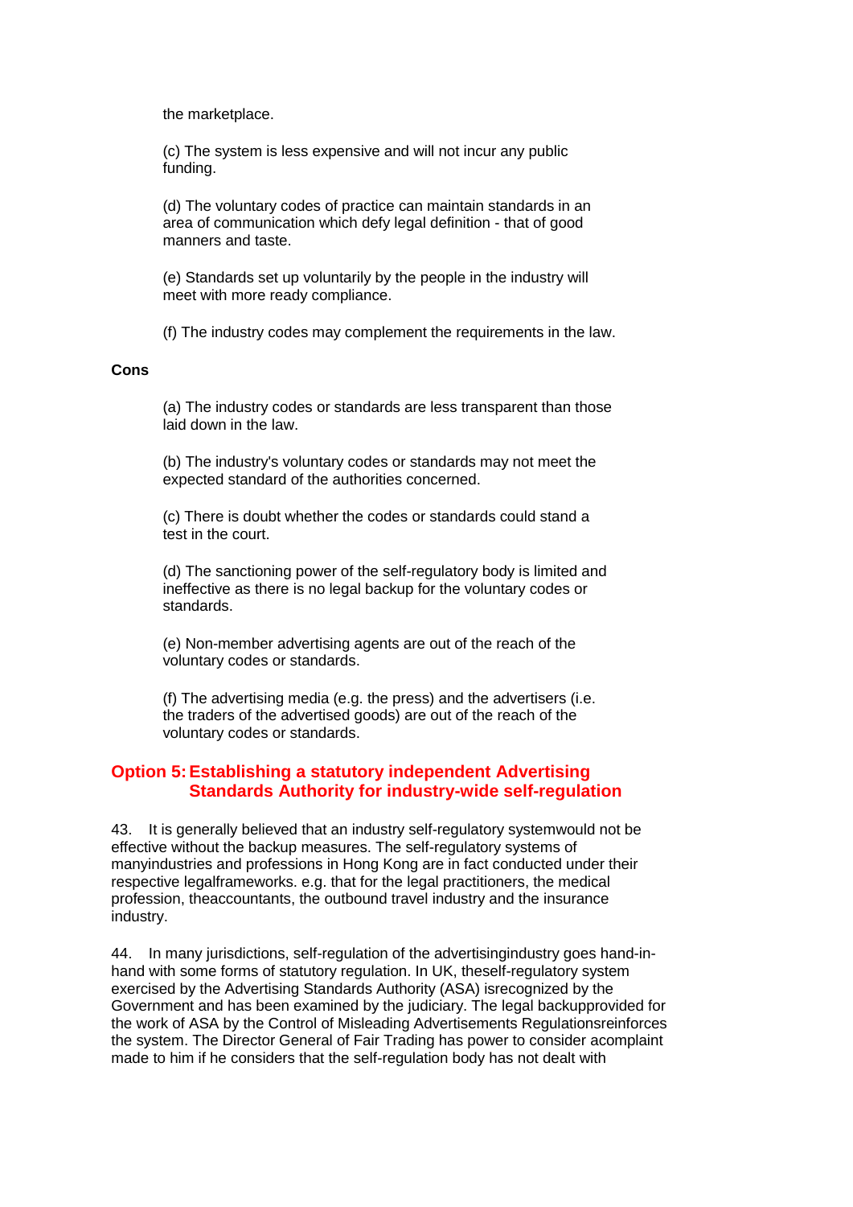the marketplace.

(c) The system is less expensive and will not incur any public funding.

(d) The voluntary codes of practice can maintain standards in an area of communication which defy legal definition - that of good manners and taste.

(e) Standards set up voluntarily by the people in the industry will meet with more ready compliance.

(f) The industry codes may complement the requirements in the law.

**Cons**

(a) The industry codes or standards are less transparent than those laid down in the law.

(b) The industry's voluntary codes or standards may not meet the expected standard of the authorities concerned.

(c) There is doubt whether the codes or standards could stand a test in the court.

(d) The sanctioning power of the self-regulatory body is limited and ineffective as there is no legal backup for the voluntary codes or standards.

(e) Non-member advertising agents are out of the reach of the voluntary codes or standards.

(f) The advertising media (e.g. the press) and the advertisers (i.e. the traders of the advertised goods) are out of the reach of the voluntary codes or standards.

## Option 5: Establishing a statutory independent Advertising Standards Authority for industry-wide self-regulation

43. It is generally believed that an industry self-regulatory systemwould not be effective without the backup measures. The self-regulatory systems of manyindustries and professions in Hong Kong are in fact conducted under their respective legalframeworks. e.g. that for the legal practitioners, the medical profession, theaccountants, the outbound travel industry and the insurance industry.

44. In many jurisdictions, self-regulation of the advertisingindustry goes hand-in-hand with some forms of statutory regulation. In UK, theself-regulatory system exercised by the Advertising Standards Authority (ASA) isrecognized by the Government and has been examined by the judiciary. The legal backupprovided for the work of ASA by the Control of Misleading Advertisements Regulationsreinforces the system. The Director General of Fair Trading has power to consider acomplaint made to him if he considers that the self-regulation body has not dealt with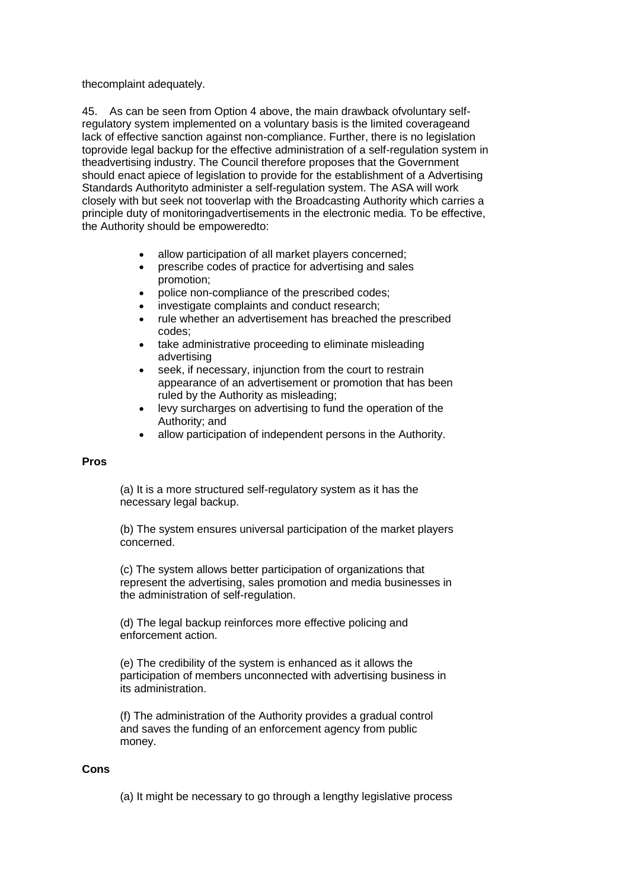thecomplaint adequately.

45. As can be seen from Option 4 above, the main drawback ofvoluntary self-regulatory system implemented on a voluntary basis is the limited coverageand lack of effective sanction against non-compliance. Further, there is no legislation toprovide legal backup for the effective administration of a self-regulation system in theadvertising industry. The Council therefore proposes that the Government should enact apiece of legislation to provide for the establishment of a Advertising Standards Authorityto administer a self-regulation system. The ASA will work closely with but seek not tooverlap with the Broadcasting Authority which carries a principle duty of monitoringadvertisements in the electronic media. To be effective, the Authority should be empoweredto:

- allow participation of all market players concerned;
- prescribe codes of practice for advertising and sales promotion;
- police non-compliance of the prescribed codes;
- investigate complaints and conduct research;
- rule whether an advertisement has breached the prescribed codes;
- take administrative proceeding to eliminate misleading advertising
- seek, if necessary, injunction from the court to restrain appearance of an advertisement or promotion that has been ruled by the Authority as misleading;
- levy surcharges on advertising to fund the operation of the Authority; and
- allow participation of independent persons in the Authority.

**Pros**

(a) It is a more structured self-regulatory system as it has the necessary legal backup.

(b) The system ensures universal participation of the market players concerned.

(c) The system allows better participation of organizations that represent the advertising, sales promotion and media businesses in the administration of self-regulation.

(d) The legal backup reinforces more effective policing and enforcement action.

(e) The credibility of the system is enhanced as it allows the participation of members unconnected with advertising business in its administration.

(f) The administration of the Authority provides a gradual control and saves the funding of an enforcement agency from public money.

**Cons**

(a) It might be necessary to go through a lengthy legislative process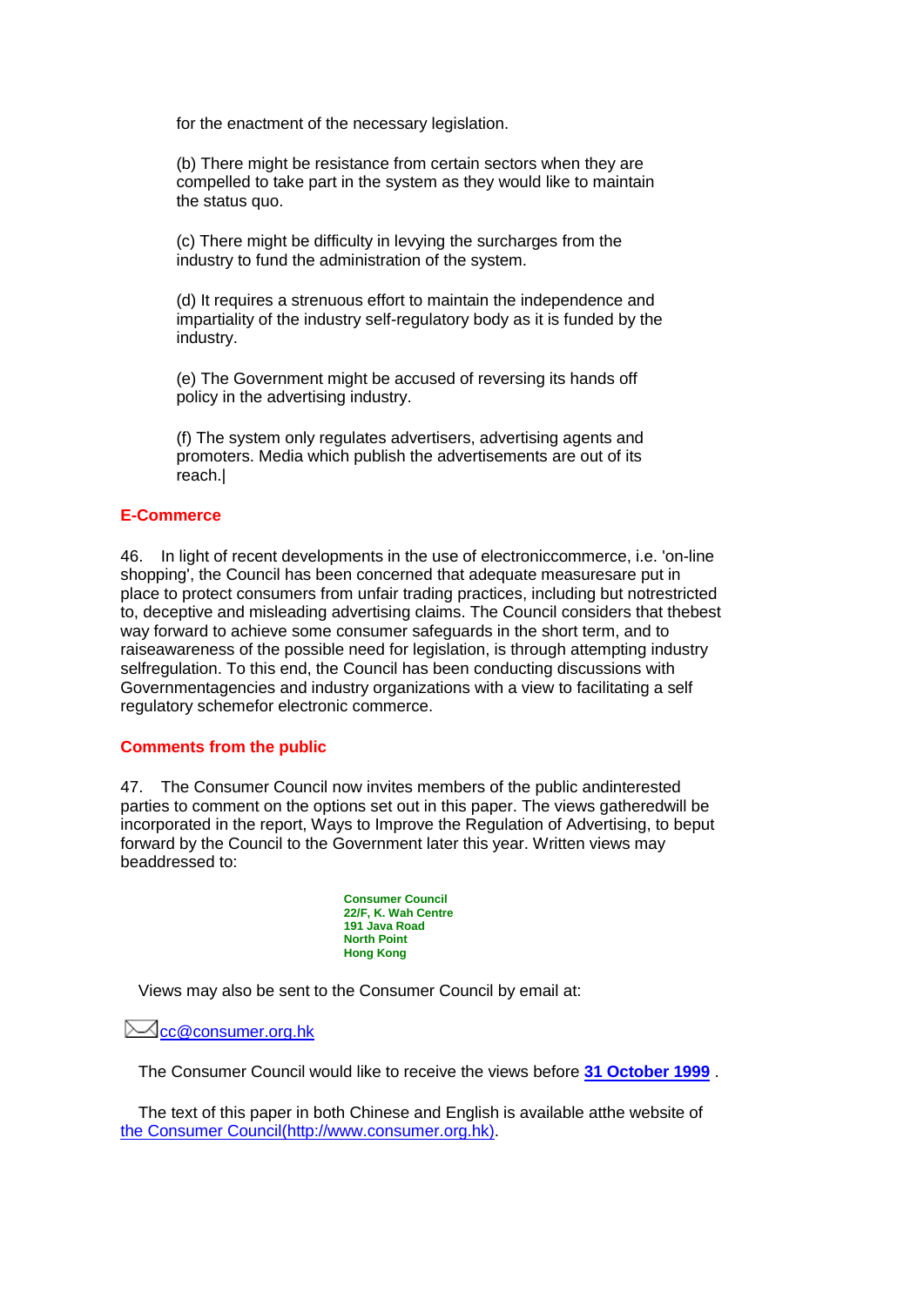for the enactment of the necessary legislation.

(b) There might be resistance from certain sectors when they are compelled to take part in the system as they would like to maintain the status quo.

(c) There might be difficulty in levying the surcharges from the industry to fund the administration of the system.

(d) It requires a strenuous effort to maintain the independence and impartiality of the industry self-regulatory body as it is funded by the industry.

(e) The Government might be accused of reversing its hands off policy in the advertising industry.

(f) The system only regulates advertisers, advertising agents and promoters. Media which publish the advertisements are out of its reach.|

## E-Commerce

46. In light of recent developments in the use of electroniccommerce, i.e. 'on-line shopping', the Council has been concerned that adequate measuresare put in place to protect consumers from unfair trading practices, including but notrestricted to, deceptive and misleading advertising claims. The Council considers that thebest way forward to achieve some consumer safeguards in the short term, and to raiseawareness of the possible need for legislation, is through attempting industry selfregulation. To this end, the Council has been conducting discussions with Governmentagencies and industry organizations with a view to facilitating a self regulatory schemefor electronic commerce.

## Comments from the public

47. The Consumer Council now invites members of the public andinterested parties to comment on the options set out in this paper. The views gatheredwill be incorporated in the report, Ways to Improve the Regulation of Advertising, to beput forward by the Council to the Government later this year. Written views may beaddressed to:

**Consumer Council**
**22/F, K. Wah Centre**
**191 Java Road**
**North Point**
**Hong Kong**

Views may also be sent to the Consumer Council by email at:

cc@consumer.org.hk

The Consumer Council would like to receive the views before **31 October 1999** .

The text of this paper in both Chinese and English is available atthe website of the Consumer Council(http://www.consumer.org.hk).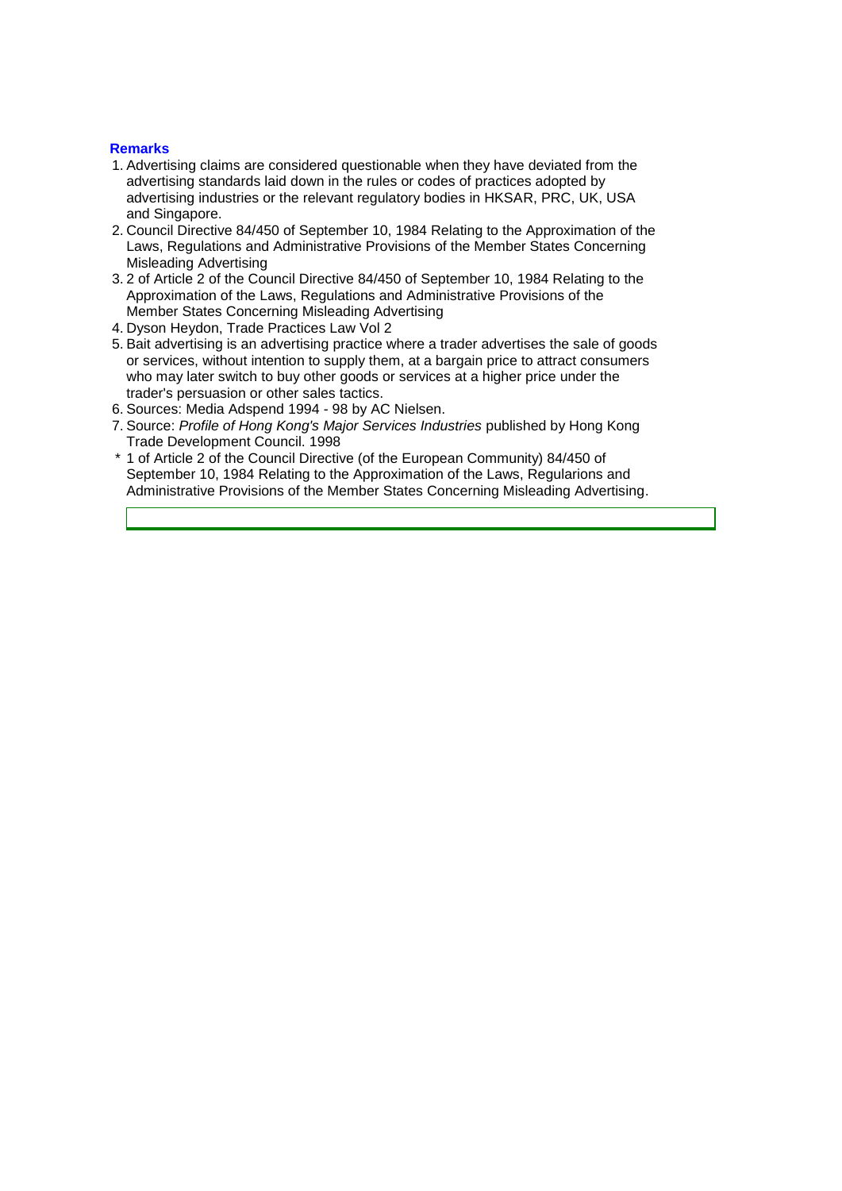**Remarks**

1. Advertising claims are considered questionable when they have deviated from the advertising standards laid down in the rules or codes of practices adopted by advertising industries or the relevant regulatory bodies in HKSAR, PRC, UK, USA and Singapore.
2. Council Directive 84/450 of September 10, 1984 Relating to the Approximation of the Laws, Regulations and Administrative Provisions of the Member States Concerning Misleading Advertising
3. 2 of Article 2 of the Council Directive 84/450 of September 10, 1984 Relating to the Approximation of the Laws, Regulations and Administrative Provisions of the Member States Concerning Misleading Advertising
4. Dyson Heydon, Trade Practices Law Vol 2
5. Bait advertising is an advertising practice where a trader advertises the sale of goods or services, without intention to supply them, at a bargain price to attract consumers who may later switch to buy other goods or services at a higher price under the trader's persuasion or other sales tactics.
6. Sources: Media Adspend 1994 - 98 by AC Nielsen.
7. Source: *Profile of Hong Kong's Major Services Industries* published by Hong Kong Trade Development Council. 1998

\* 1 of Article 2 of the Council Directive (of the European Community) 84/450 of September 10, 1984 Relating to the Approximation of the Laws, Regularions and Administrative Provisions of the Member States Concerning Misleading Advertising.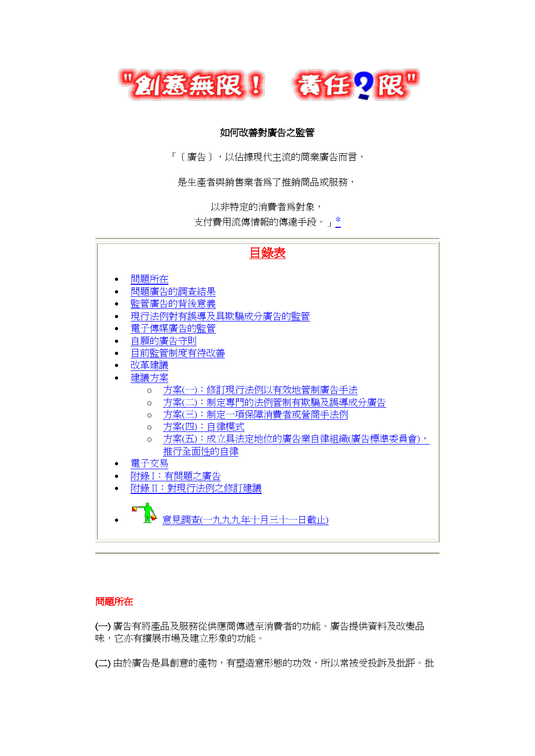"創意無限！ 責任?限"

如何改善對廣告之監管

「〔廣告〕，以佔據現代主流的商業廣告而言，

是生產者與銷售業者爲了推銷商品或服務，

以非特定的消費者爲對象，

支付費用流傳情報的傳達手段。」*

## 目錄表

- 問題所在
- 問題廣告的調查結果
- 監管廣告的背後意義
- 現行法例對有誤導及具欺騙成分廣告的監管
- 電子傳媒廣告的監管
- 自願的廣告守則
- 目前監管制度有待改善
- 改革建議
- 建議方案
  - 方案(一)：修訂現行法例以有效地管制廣告手法
  - 方案(二)：制定專門的法例管制有欺騙及誤導成分廣告
  - 方案(三)：制定一項保障消費者或營商手法例
  - 方案(四)：自律模式
  - 方案(五)：成立具法定地位的廣告業自律組織(廣告標準委員會)，推行全面性的自律
- 電子交易
- 附錄 I：有問題之廣告
- 附錄 II：對現行法例之修訂建議
- 意見調查(一九九九年十月三十一日截止)

### 問題所在

(一) 廣告有將產品及服務從供應商傳遞至消費者的功能。廣告提供資料及改變品味，它亦有擴展市場及建立形象的功能。

(二) 由於廣告是具創意的產物，有塑造意形態的功效，所以常被受投訴及批評。批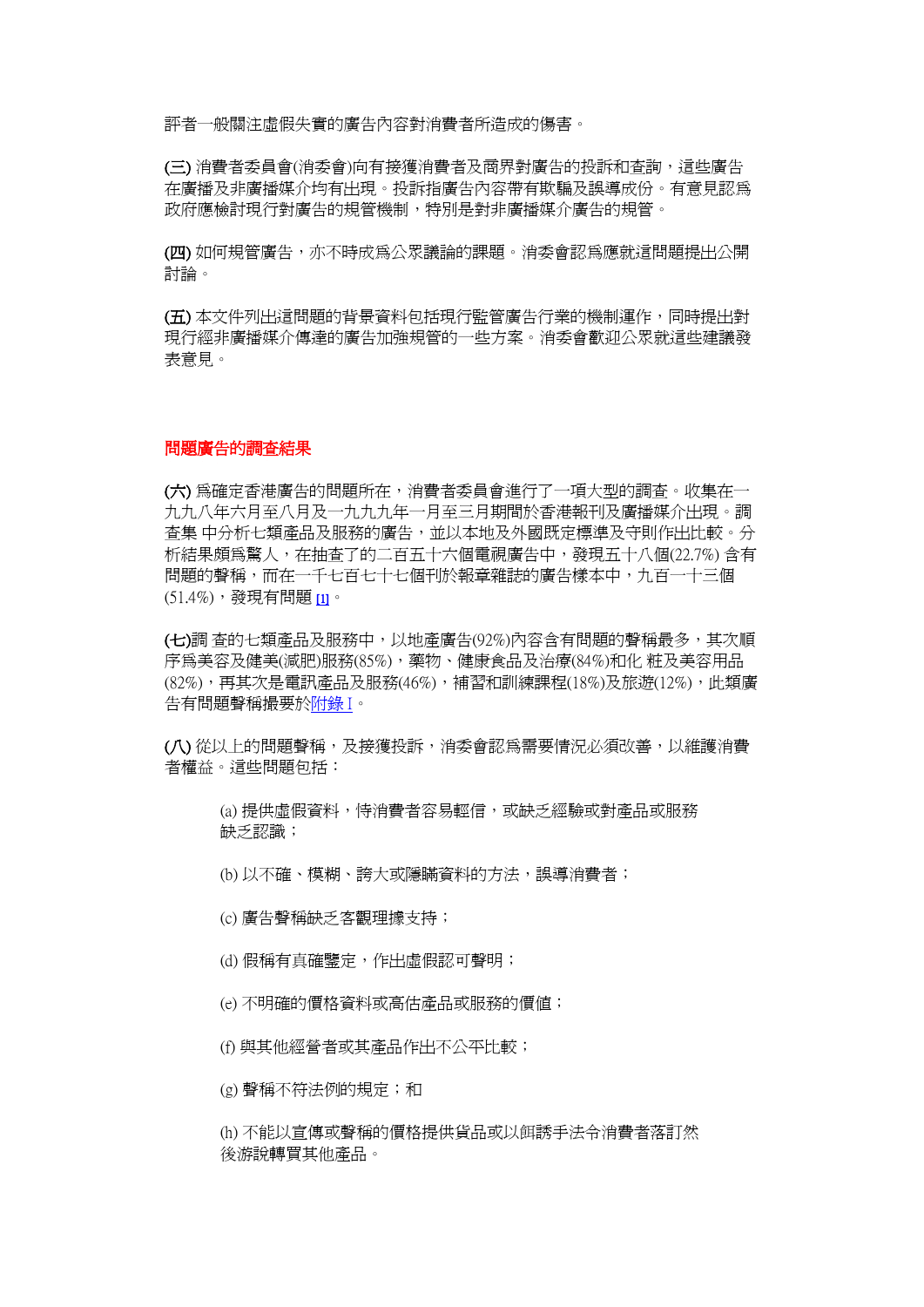評者一般關注虛假失實的廣告內容對消費者所造成的傷害。

**(三)** 消費者委員會(消委會)向有接獲消費者及商界對廣告的投訴和查詢，這些廣告在廣播及非廣播媒介均有出現。投訴指廣告內容帶有欺騙及誤導成份。有意見認爲政府應檢討現行對廣告的規管機制，特別是對非廣播媒介廣告的規管。

**(四)** 如何規管廣告，亦不時成爲公眾議論的課題。消委會認爲應就這問題提出公開討論。

**(五)** 本文件列出這問題的背景資料包括現行監管廣告行業的機制運作，同時提出對現行經非廣播媒介傳達的廣告加強規管的一些方案。消委會歡迎公眾就這些建議發表意見。

## 問題廣告的調查結果

**(六)** 爲確定香港廣告的問題所在，消費者委員會進行了一項大型的調查。收集在一九九八年六月至八月及一九九九年一月至三月期間於香港報刊及廣播媒介出現。調查集 中分析七類產品及服務的廣告，並以本地及外國既定標準及守則作出比較。分析結果頗爲驚人，在抽查了的二百五十六個電視廣告中，發現五十八個(22.7%) 含有問題的聲稱，而在一千七百七十七個刊於報章雜誌的廣告樣本中，九百一十三個(51.4%)，發現有問題 [1]。

**(七)**調 查的七類產品及服務中，以地產廣告(92%)內容含有問題的聲稱最多，其次順序爲美容及健美(減肥)服務(85%)，藥物、健康食品及治療(84%)和化 粧及美容用品(82%)，再其次是電訊產品及服務(46%)，補習和訓練課程(18%)及旅遊(12%)，此類廣告有問題聲稱撮要於附錄 I。

**(八)** 從以上的問題聲稱，及接獲投訴，消委會認爲需要情況必須改善，以維護消費者權益。這些問題包括：

(a) 提供虛假資料，恃消費者容易輕信，或缺乏經驗或對產品或服務缺乏認識；

(b) 以不確、模糊、誇大或隱瞞資料的方法，誤導消費者；

(c) 廣告聲稱缺乏客觀理據支持；

(d) 假稱有真確鑒定，作出虛假認可聲明；

(e) 不明確的價格資料或高估產品或服務的價值；

(f) 與其他經營者或其產品作出不公平比較；

(g) 聲稱不符法例的規定；和

(h) 不能以宣傳或聲稱的價格提供貨品或以餌誘手法令消費者落訂然後游說轉買其他產品。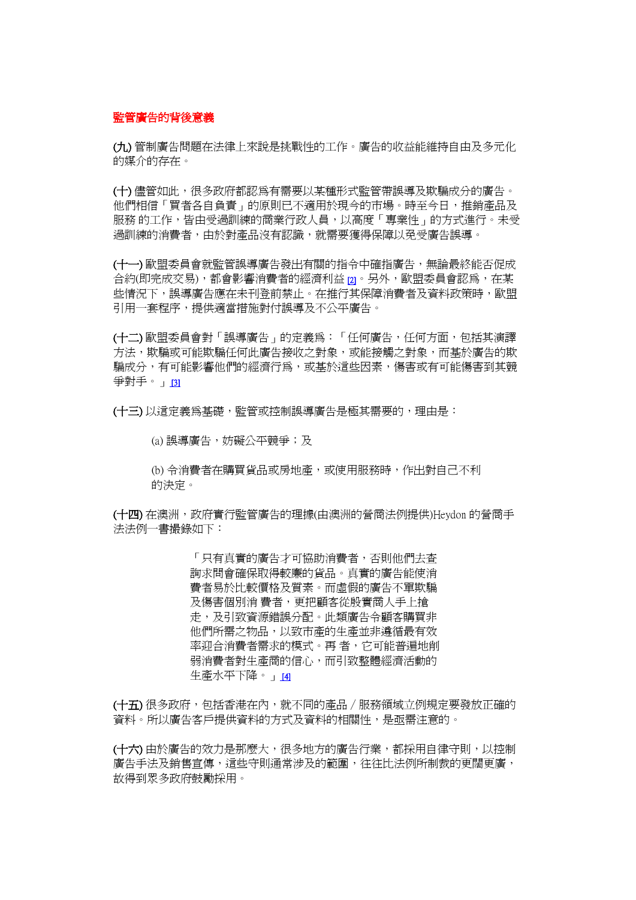## 監管廣告的背後意義

**(九)** 管制廣告問題在法律上來說是挑戰性的工作。廣告的收益能維持自由及多元化的媒介的存在。

**(十)** 儘管如此，很多政府都認爲有需要以某種形式監管帶誤導及欺騙成分的廣告。他們相信「買者各自負責」的原則已不適用於現今的市場。時至今日，推銷產品及服務 的工作，皆由受過訓練的商業行政人員，以高度「專業性」的方式進行。未受過訓練的消費者，由於對產品沒有認識，就需要獲得保障以免受廣告誤導。

**(十一)** 歐盟委員會就監管誤導廣告發出有關的指令中確指廣告，無論最終能否促成合約(即完成交易)，都會影響消費者的經濟利益 [2]。另外，歐盟委員會認爲，在某些情況下，誤導廣告應在未刊登前禁止。在推行其保障消費者及資料政策時，歐盟引用一套程序，提供適當措施對付誤導及不公平廣告。

**(十二)** 歐盟委員會對「誤導廣告」的定義爲：「任何廣告，任何方面，包括其演譯方法，欺騙或可能欺騙任何此廣告接收之對象，或能接觸之對象，而基於廣告的欺騙成分，有可能影響他們的經濟行爲，或基於這些因素，傷害或有可能傷害到其競爭對手。」[3]

**(十三)** 以這定義爲基礎，監管或控制誤導廣告是極其需要的，理由是：

(a) 誤導廣告，妨礙公平競爭；及

(b) 令消費者在購買貨品或房地產，或使用服務時，作出對自己不利的決定。

**(十四)** 在澳洲，政府實行監管廣告的理據(由澳洲的營商法例提供)Heydon 的營商手法法例一書撮錄如下：

> 「只有真實的廣告才可協助消費者，否則他們去查詢求問會確保取得較廉的貨品。真實的廣告能使消費者易於比較價格及質素。而虛假的廣告不單欺騙及傷害個別消 費者，更把顧客從殷實商人手上搶走，及引致資源錯誤分配。此類廣告令顧客購買非他們所需之物品，以致市產的生產並非遵循最有效率迎合消費者需求的模式。再 者，它可能普遍地削弱消費者對生產商的信心，而引致整體經濟活動的生產水平下降。」[4]

**(十五)** 很多政府，包括香港在內，就不同的產品／服務領域立例規定要發放正確的資料。所以廣告客戶提供資料的方式及資料的相關性，是亟需注意的。

**(十六)** 由於廣告的效力是那麼大，很多地方的廣告行業，都採用自律守則，以控制廣告手法及銷售宣傳，這些守則通常涉及的範圍，往往比法例所制裁的更闊更廣，故得到眾多政府鼓勵採用。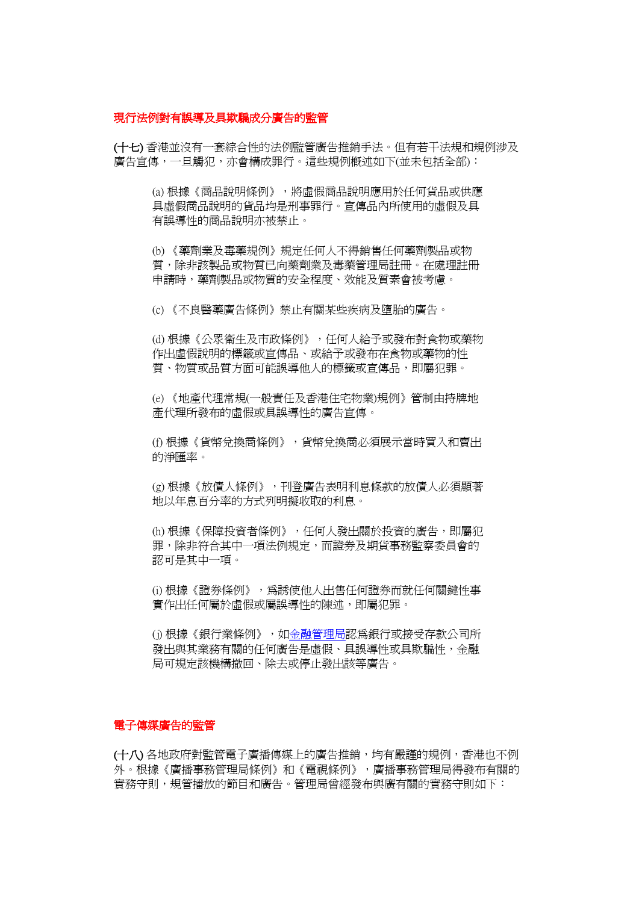## 現行法例對有誤導及具欺騙成分廣告的監管

(十七) 香港並沒有一套綜合性的法例監管廣告推銷手法。但有若干法規和規例涉及廣告宣傳，一旦觸犯，亦會構成罪行。這些規例概述如下(並未包括全部)：

(a) 根據《商品說明條例》，將虛假商品說明應用於任何貨品或供應具虛假商品說明的貨品均是刑事罪行。宣傳品內所使用的虛假及具有誤導性的商品說明亦被禁止。

(b) 《藥劑業及毒藥規例》規定任何人不得銷售任何藥劑製品或物質，除非該製品或物質已向藥劑業及毒藥管理局註冊。在處理註冊申請時，藥劑製品或物質的安全程度、效能及質素會被考慮。

(c) 《不良醫藥廣告條例》禁止有關某些疾病及墮胎的廣告。

(d) 根據《公眾衞生及市政條例》，任何人給予或發布對食物或藥物作出虛假說明的標籤或宣傳品、或給予或發布在食物或藥物的性質、物質或品質方面可能誤導他人的標籤或宣傳品，即屬犯罪。

(e) 《地產代理常規(一般責任及香港住宅物業)規例》管制由持牌地產代理所發布的虛假或具誤導性的廣告宣傳。

(f) 根據《貨幣兌換商條例》，貨幣兌換商必須展示當時買入和賣出的淨匯率。

(g) 根據《放債人條例》，刊登廣告表明利息條款的放債人必須顯著地以年息百分率的方式列明擬收取的利息。

(h) 根據《保障投資者條例》，任何人發出關於投資的廣告，即屬犯罪，除非符合其中一項法例規定，而證券及期貨事務監察委員會的認可是其中一項。

(i) 根據《證券條例》，為誘使他人出售任何證券而就任何關鍵性事實作出任何屬於虛假或屬誤導性的陳述，即屬犯罪。

(j) 根據《銀行業條例》，如金融管理局認為銀行或接受存款公司所發出與其業務有關的任何廣告是虛假、具誤導性或具欺騙性，金融局可規定該機構撤回、除去或停止發出該等廣告。

## 電子傳媒廣告的監管

(十八) 各地政府對監管電子廣播傳媒上的廣告推銷，均有嚴謹的規例，香港也不例外。根據《廣播事務管理局條例》和《電視條例》，廣播事務管理局得發布有關的實務守則，規管播放的節目和廣告。管理局曾經發布與廣有關的實務守則如下：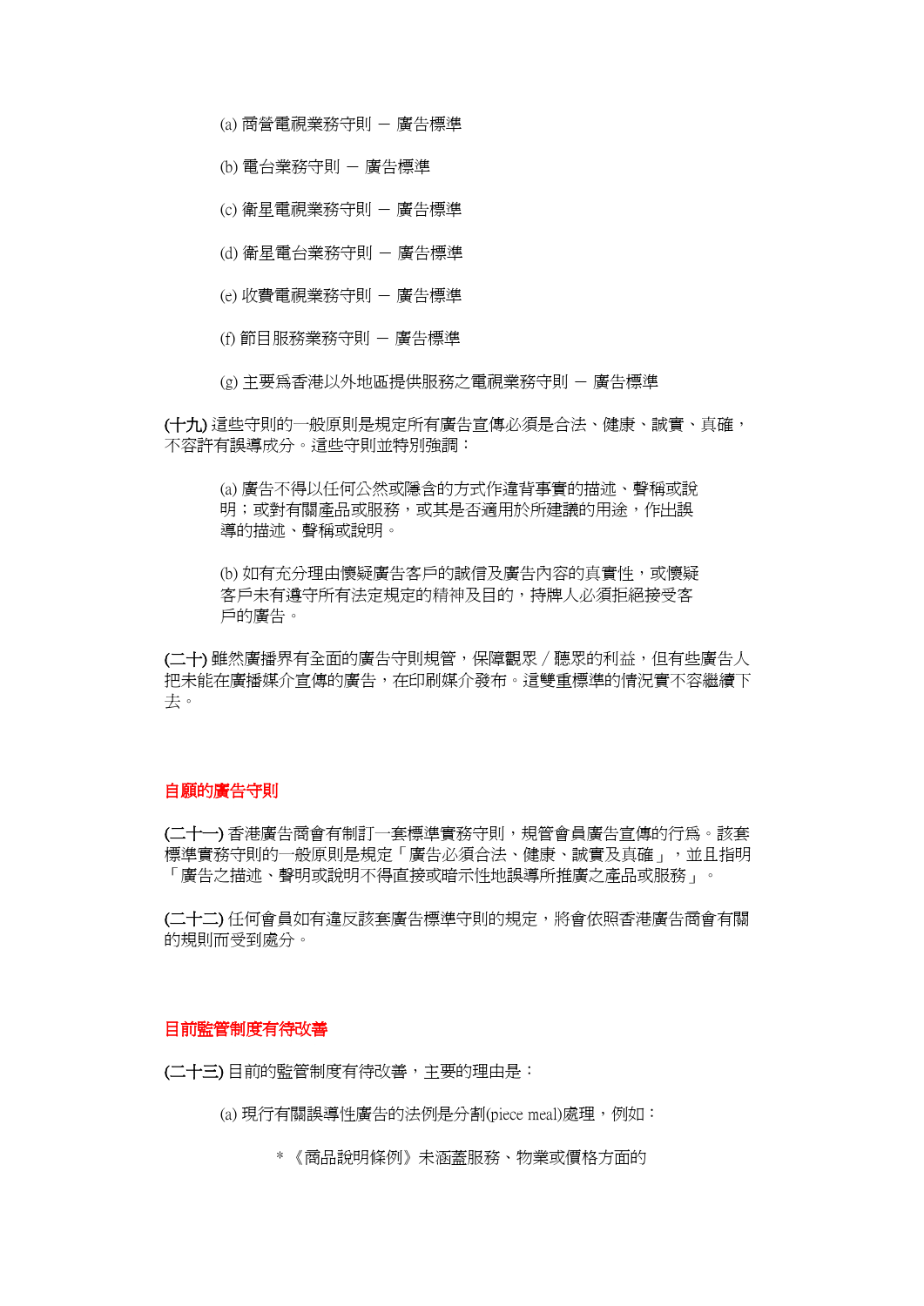(a) 商營電視業務守則 － 廣告標準

(b) 電台業務守則 － 廣告標準

(c) 衛星電視業務守則 － 廣告標準

(d) 衛星電台業務守則 － 廣告標準

(e) 收費電視業務守則 － 廣告標準

(f) 節目服務業務守則 － 廣告標準

(g) 主要爲香港以外地區提供服務之電視業務守則 － 廣告標準

**(十九)** 這些守則的一般原則是規定所有廣告宣傳必須是合法、健康、誠實、真確，不容許有誤導成分。這些守則並特別強調：

(a) 廣告不得以任何公然或隱含的方式作違背事實的描述、聲稱或說明；或對有關產品或服務，或其是否適用於所建議的用途，作出誤導的描述、聲稱或說明。

(b) 如有充分理由懷疑廣告客戶的誠信及廣告內容的真實性，或懷疑客戶未有遵守所有法定規定的精神及目的，持牌人必須拒絕接受客戶的廣告。

**(二十)** 雖然廣播界有全面的廣告守則規管，保障觀眾／聽眾的利益，但有些廣告人把未能在廣播媒介宣傳的廣告，在印刷媒介發布。這雙重標準的情況實不容繼續下去。

## 自願的廣告守則

**(二十一)** 香港廣告商會有制訂一套標準實務守則，規管會員廣告宣傳的行爲。該套標準實務守則的一般原則是規定「廣告必須合法、健康、誠實及真確」，並且指明「廣告之描述、聲明或說明不得直接或暗示性地誤導所推廣之產品或服務」。

**(二十二)** 任何會員如有違反該套廣告標準守則的規定，將會依照香港廣告商會有關的規則而受到處分。

## 目前監管制度有待改善

**(二十三)** 目前的監管制度有待改善，主要的理由是：

(a) 現行有關誤導性廣告的法例是分割(piece meal)處理，例如：

* 《商品說明條例》未涵蓋服務、物業或價格方面的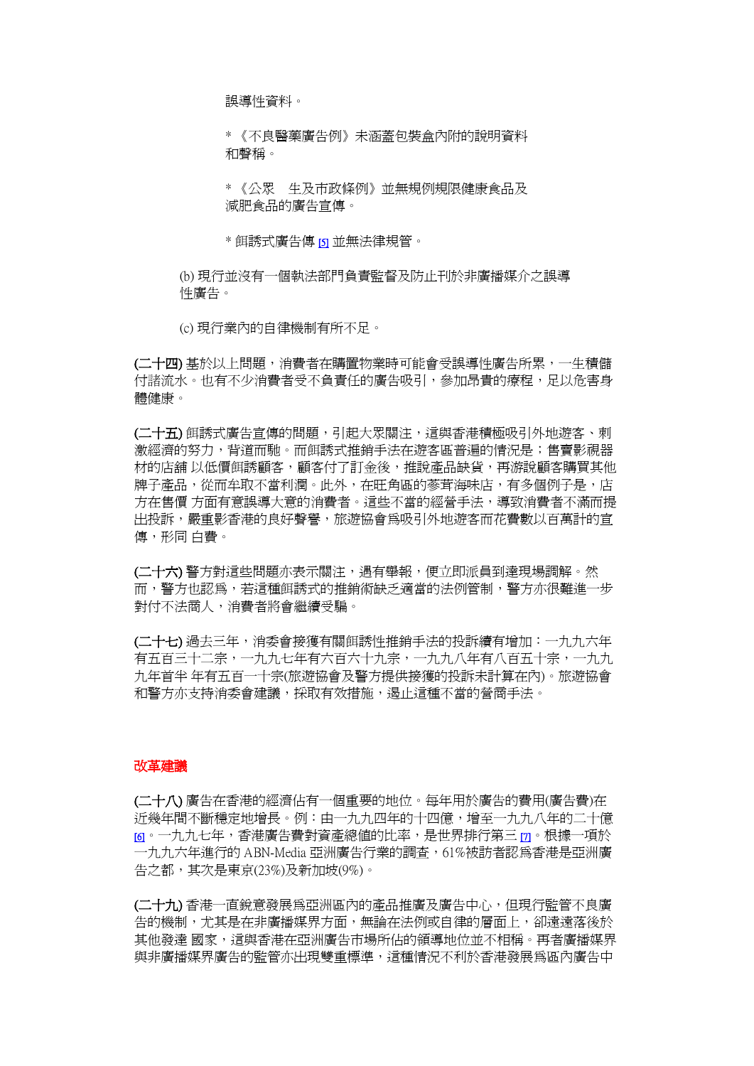誤導性資料。

* 《不良醫藥廣告例》未涵蓋包裝盒內附的說明資料和聲稱。

* 《公眾　生及市政條例》並無規例規限健康食品及減肥食品的廣告宣傳。

* 餌誘式廣告傳 [5] 並無法律規管。

(b) 現行並沒有一個執法部門負責監督及防止刊於非廣播媒介之誤導性廣告。

(c) 現行業內的自律機制有所不足。

**(二十四)** 基於以上問題，消費者在購置物業時可能會受誤導性廣告所累，一生積儲付諸流水。也有不少消費者受不負責任的廣告吸引，參加昂貴的療程，足以危害身體健康。

**(二十五)** 餌誘式廣告宣傳的問題，引起大眾關注，這與香港積極吸引外地遊客、刺激經濟的努力，背道而馳。而餌誘式推銷手法在遊客區普遍的情況是；售賣影視器材的店舖 以低價餌誘顧客，顧客付了訂金後，推說產品缺貨，再游說顧客購買其他牌子產品，從而牟取不當利潤。此外，在旺角區的蔘茸海味店，有多個例子是，店方在售價 方面有意誤導大意的消費者。這些不當的經營手法，導致消費者不滿而提出投訴，嚴重影香港的良好聲譽，旅遊協會為吸引外地遊客而花費數以百萬計的宣傳，形同 白費。

**(二十六)** 警方對這些問題亦表示關注，遇有舉報，便立即派員到達現場調解。然而，警方也認為，若這種餌誘式的推銷術缺乏適當的法例管制，警方亦很難進一步對付不法商人，消費者將會繼續受騙。

**(二十七)** 過去三年，消委會接獲有關餌誘性推銷手法的投訴續有增加：一九九六年有五百三十二宗，一九九七年有六百六十九宗，一九九八年有八百五十宗，一九九九年首半 年有五百一十宗(旅遊協會及警方提供接獲的投訴未計算在內)。旅遊協會和警方亦支持消委會建議，採取有效措施，遏止這種不當的營商手法。

## 改革建議

**(二十八)** 廣告在香港的經濟佔有一個重要的地位。每年用於廣告的費用(廣告費)在近幾年間不斷穩定地增長。例：由一九九四年的十四億，增至一九九八年的二十億 [6]。一九九七年，香港廣告費對資產總值的比率，是世界排行第三 [7]。根據一項於一九九六年進行的 ABN-Media 亞洲廣告行業的調查，61%被訪者認為香港是亞洲廣告之都，其次是東京(23%)及新加坡(9%)。

**(二十九)** 香港一直銳意發展為亞洲區內的產品推廣及廣告中心，但現行監管不良廣告的機制，尤其是在非廣播媒界方面，無論在法例或自律的層面上，卻遠遠落後於其他發達 國家，這與香港在亞洲廣告市場所佔的領導地位並不相稱。再者廣播媒界與非廣播媒界廣告的監管亦出現雙重標準，這種情況不利於香港發展為區內廣告中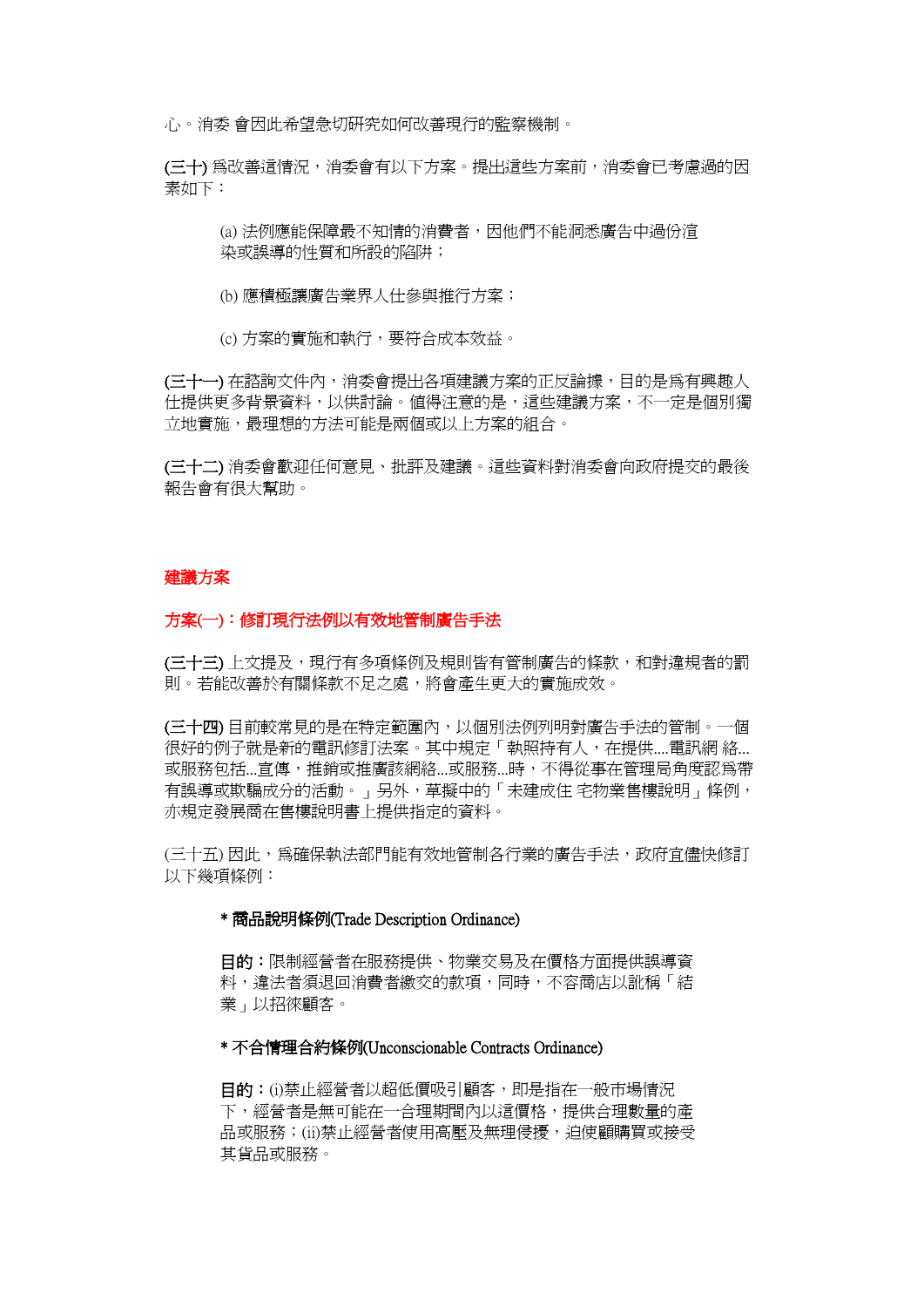心。消委 會因此希望急切研究如何改善現行的監察機制。

**(三十)** 爲改善這情況，消委會有以下方案。提出這些方案前，消委會已考慮過的因素如下：

(a) 法例應能保障最不知情的消費者，因他們不能洞悉廣告中過份渲染或誤導的性質和所設的陷阱；

(b) 應積極讓廣告業界人仕參與推行方案；

(c) 方案的實施和執行，要符合成本效益。

**(三十一)** 在諮詢文件內，消委會提出各項建議方案的正反論據，目的是爲有興趣人仕提供更多背景資料，以供討論。值得注意的是，這些建議方案，不一定是個別獨立地實施，最理想的方法可能是兩個或以上方案的組合。

**(三十二)** 消委會歡迎任何意見、批評及建議。這些資料對消委會向政府提交的最後報告會有很大幫助。

## 建議方案

### 方案(一)：修訂現行法例以有效地管制廣告手法

**(三十三)** 上文提及，現行有多項條例及規則皆有管制廣告的條款，和對違規者的罰則。若能改善於有關條款不足之處，將會產生更大的實施成效。

**(三十四)** 目前較常見的是在特定範圍內，以個別法例列明對廣告手法的管制。一個很好的例子就是新的電訊修訂法案。其中規定「執照持有人，在提供....電訊網 絡...或服務包括...宣傳，推銷或推廣該網絡...或服務...時，不得從事在管理局角度認爲帶有誤導或欺騙成分的活動。」另外，草擬中的「未建成住 宅物業售樓說明」條例，亦規定發展商在售樓說明書上提供指定的資料。

(三十五) 因此，爲確保執法部門能有效地管制各行業的廣告手法，政府宜儘快修訂以下幾項條例：

**\* 商品說明條例(Trade Description Ordinance)**

**目的：**限制經營者在服務提供、物業交易及在價格方面提供誤導資料，違法者須退回消費者繳交的款項，同時，不容商店以訛稱「結業」以招徠顧客。

**\* 不合情理合約條例(Unconscionable Contracts Ordinance)**

**目的：**(i)禁止經營者以超低價吸引顧客，即是指在一般市場情況下，經營者是無可能在一合理期間內以這價格，提供合理數量的產品或服務；(ii)禁止經營者使用高壓及無理侵擾，迫使顧購買或接受其貨品或服務。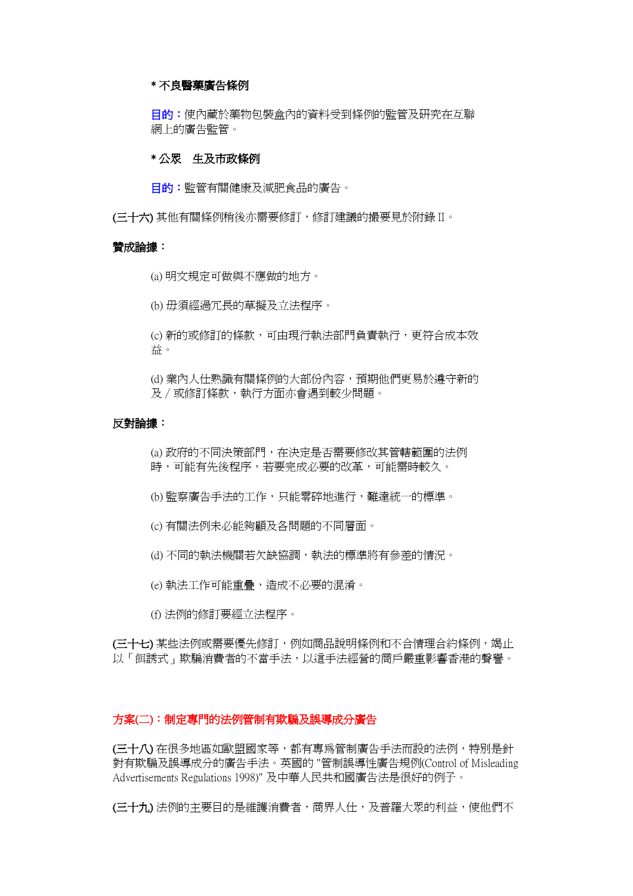**\* 不良醫藥廣告條例**

目的：使內藏於藥物包裝盒內的資料受到條例的監管及研究在互聯網上的廣告監管。

**\* 公眾　生及市政條例**

目的：監管有關健康及減肥食品的廣告。

**(三十六)** 其他有關條例稍後亦需要修訂，修訂建議的撮要見於附錄 II。

**贊成論據：**

(a) 明文規定可做與不應做的地方。

(b) 毋須經過冗長的草擬及立法程序。

(c) 新的或修訂的條款，可由現行執法部門負責執行，更符合成本效益。

(d) 業內人仕熟識有關條例的大部份內容，預期他們更易於遵守新的及／或修訂條款，執行方面亦會遇到較少問題。

**反對論據：**

(a) 政府的不同決策部門，在決定是否需要修改其管轄範圍的法例時，可能有先後程序，若要完成必要的改革，可能需時較久。

(b) 監察廣告手法的工作，只能零碎地進行，難達統一的標準。

(c) 有關法例未必能夠顧及各問題的不同層面。

(d) 不同的執法機關若欠缺協調，執法的標準將有參差的情況。

(e) 執法工作可能重疊，造成不必要的混淆。

(f) 法例的修訂要經立法程序。

**(三十七)** 某些法例或需要優先修訂，例如商品說明條例和不合情理合約條例，遏止以「餌誘式」欺騙消費者的不當手法，以這手法經營的商戶嚴重影響香港的聲譽。

## 方案(二)：制定專門的法例管制有欺騙及誤導成分廣告

**(三十八)** 在很多地區如歐盟國家等，都有專爲管制廣告手法而設的法例，特別是針對有欺騙及誤導成分的廣告手法。英國的 "管制誤導性廣告規例(Control of Misleading Advertisements Regulations 1998)" 及中華人民共和國廣告法是很好的例子。

**(三十九)** 法例的主要目的是維護消費者，商界人仕，及普羅大眾的利益，使他們不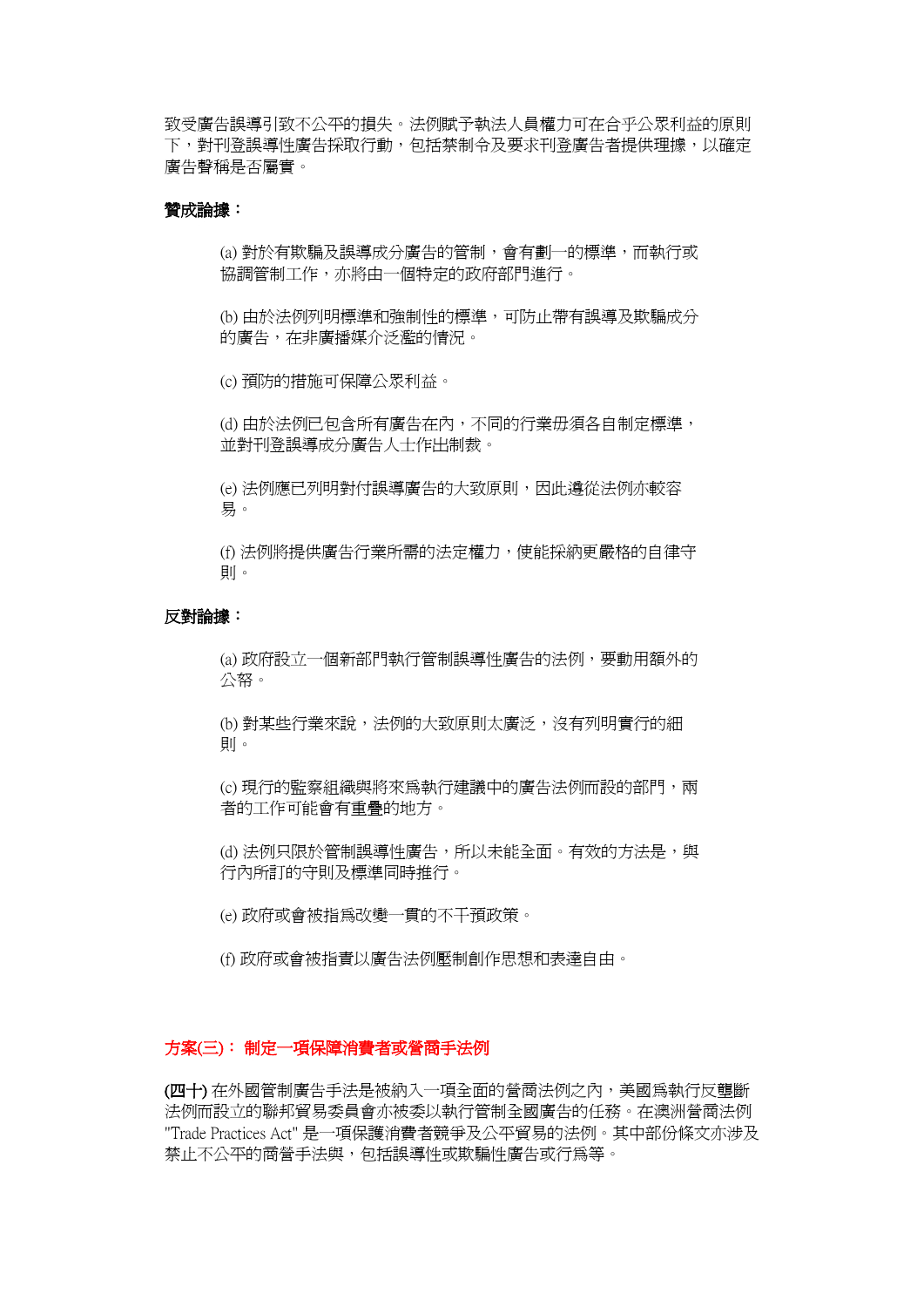致受廣告誤導引致不公平的損失。法例賦予執法人員權力可在合乎公眾利益的原則下，對刊登誤導性廣告採取行動，包括禁制令及要求刊登廣告者提供理據，以確定廣告聲稱是否屬實。

**贊成論據：**

(a) 對於有欺騙及誤導成分廣告的管制，會有劃一的標準，而執行或協調管制工作，亦將由一個特定的政府部門進行。

(b) 由於法例列明標準和強制性的標準，可防止帶有誤導及欺騙成分的廣告，在非廣播媒介泛濫的情況。

(c) 預防的措施可保障公眾利益。

(d) 由於法例已包含所有廣告在內，不同的行業毋須各自制定標準，並對刊登誤導成分廣告人士作出制裁。

(e) 法例應已列明對付誤導廣告的大致原則，因此遵從法例亦較容易。

(f) 法例將提供廣告行業所需的法定權力，使能採納更嚴格的自律守則。

**反對論據：**

(a) 政府設立一個新部門執行管制誤導性廣告的法例，要動用額外的公帑。

(b) 對某些行業來說，法例的大致原則太廣泛，沒有列明實行的細則。

(c) 現行的監察組織與將來為執行建議中的廣告法例而設的部門，兩者的工作可能會有重疊的地方。

(d) 法例只限於管制誤導性廣告，所以未能全面。有效的方法是，與行內所訂的守則及標準同時推行。

(e) 政府或會被指為改變一貫的不干預政策。

(f) 政府或會被指責以廣告法例壓制創作思想和表達自由。

## 方案(三)： 制定一項保障消費者或營商手法例

**(四十)** 在外國管制廣告手法是被納入一項全面的營商法例之內，美國為執行反壟斷法例而設立的聯邦貿易委員會亦被委以執行管制全國廣告的任務。在澳洲營商法例 "Trade Practices Act" 是一項保護消費者競爭及公平貿易的法例。其中部份條文亦涉及禁止不公平的商營手法與，包括誤導性或欺騙性廣告或行為等。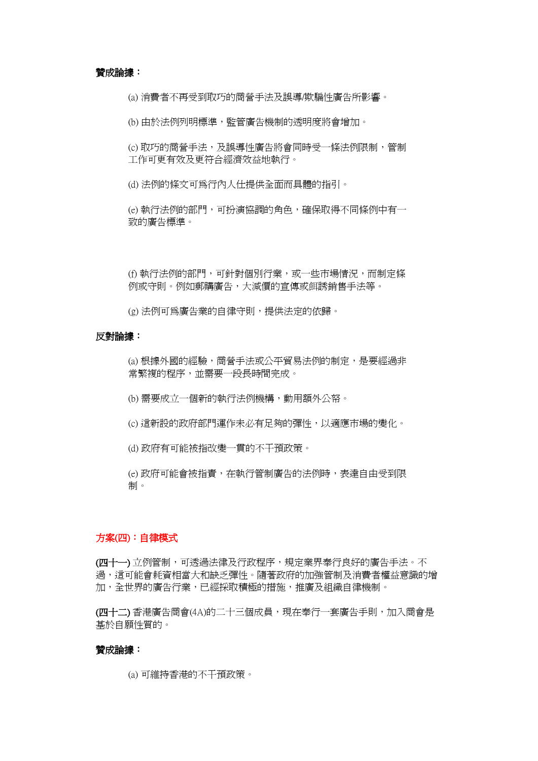**贊成論據：**

(a) 消費者不再受到取巧的商營手法及誤導/欺騙性廣告所影響。

(b) 由於法例列明標準，監管廣告機制的透明度將會增加。

(c) 取巧的商營手法，及誤導性廣告將會同時受一條法例限制，管制工作可更有效及更符合經濟效益地執行。

(d) 法例的條文可爲行內人仕提供全面而具體的指引。

(e) 執行法例的部門，可扮演協調的角色，確保取得不同條例中有一致的廣告標準。

(f) 執行法例的部門，可針對個別行業，或一些市場情況，而制定條例或守則。例如郵購廣告，大減價的宣傳或餌誘銷售手法等。

(g) 法例可爲廣告業的自律守則，提供法定的依歸。

**反對論據：**

(a) 根據外國的經驗，商營手法或公平貿易法例的制定，是要經過非常繁複的程序，並需要一段長時間完成。

(b) 需要成立一個新的執行法例機構，動用額外公帑。

(c) 這新設的政府部門運作未必有足夠的彈性，以適應市場的變化。

(d) 政府有可能被指改變一貫的不干預政策。

(e) 政府可能會被指責，在執行管制廣告的法例時，表達自由受到限制。

## 方案(四)：自律模式

**(四十一)** 立例管制，可透過法律及行政程序，規定業界奉行良好的廣告手法。不過，這可能會耗資相當大和缺乏彈性。隨著政府的加強管制及消費者權益意識的增加，全世界的廣告行業，已經採取積極的措施，推廣及組織自律機制。

**(四十二)** 香港廣告商會(4A)的二十三個成員，現在奉行一套廣告手則，加入商會是基於自願性質的。

**贊成論據：**

(a) 可維持香港的不干預政策。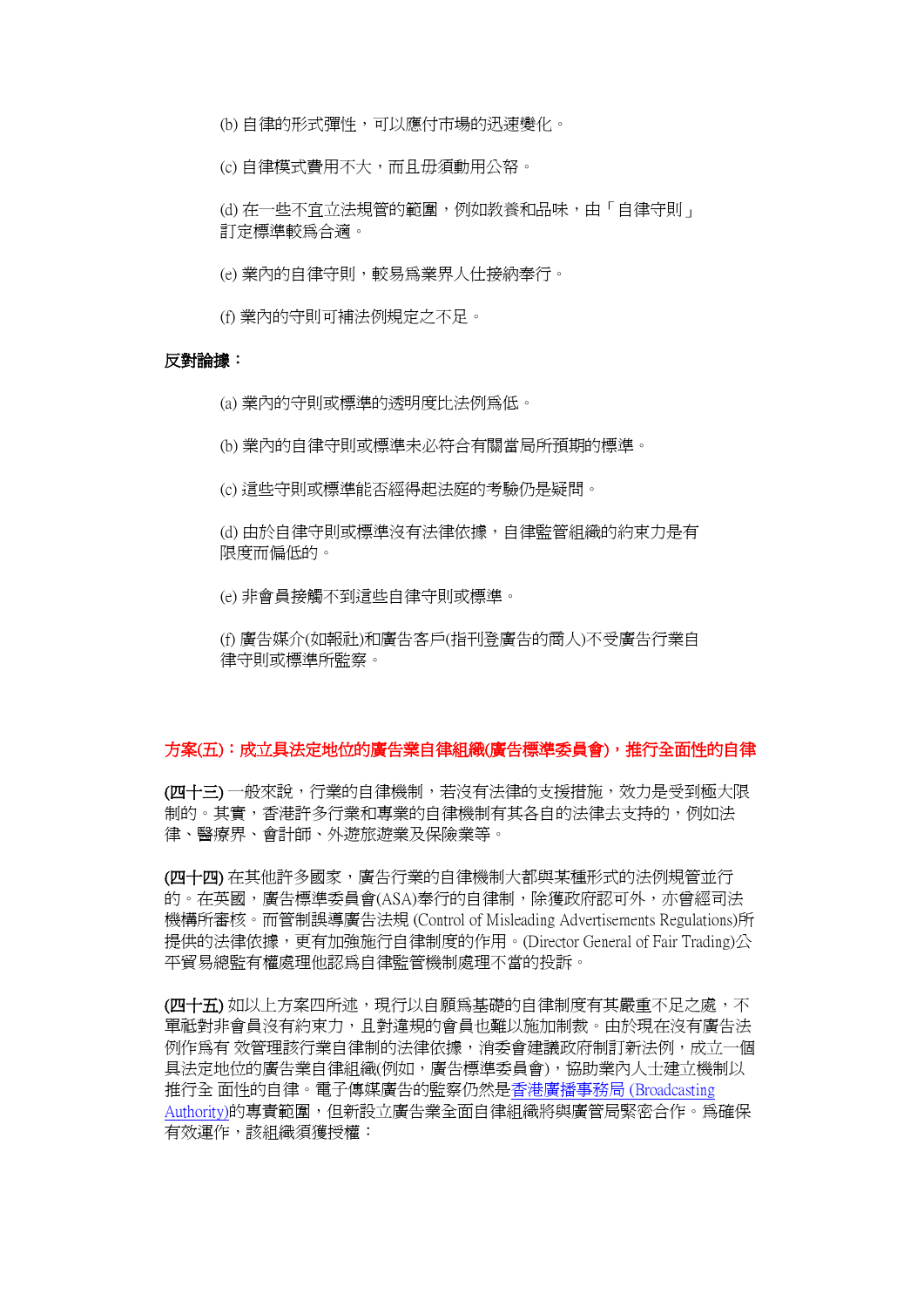(b) 自律的形式彈性，可以應付市場的迅速變化。

(c) 自律模式費用不大，而且毋須動用公帑。

(d) 在一些不宜立法規管的範圍，例如教養和品味，由「自律守則」訂定標準較為合適。

(e) 業內的自律守則，較易為業界人仕接納奉行。

(f) 業內的守則可補法例規定之不足。

**反對論據：**

(a) 業內的守則或標準的透明度比法例為低。

(b) 業內的自律守則或標準未必符合有關當局所預期的標準。

(c) 這些守則或標準能否經得起法庭的考驗仍是疑問。

(d) 由於自律守則或標準沒有法律依據，自律監管組織的約束力是有限度而偏低的。

(e) 非會員接觸不到這些自律守則或標準。

(f) 廣告媒介(如報社)和廣告客戶(指刊登廣告的商人)不受廣告行業自律守則或標準所監察。

**方案(五)：成立具法定地位的廣告業自律組織(廣告標準委員會)，推行全面性的自律**

**(四十三)** 一般來說，行業的自律機制，若沒有法律的支援措施，效力是受到極大限制的。其實，香港許多行業和專業的自律機制有其各自的法律去支持的，例如法律、醫療界、會計師、外遊旅遊業及保險業等。

**(四十四)** 在其他許多國家，廣告行業的自律機制大都與某種形式的法例規管並行的。在英國，廣告標準委員會(ASA)奉行的自律制，除獲政府認可外，亦曾經司法機構所審核。而管制誤導廣告法規 (Control of Misleading Advertisements Regulations)所提供的法律依據，更有加強施行自律制度的作用。(Director General of Fair Trading)公平貿易總監有權處理他認為自律監管機制處理不當的投訴。

**(四十五)** 如以上方案四所述，現行以自願為基礎的自律制度有其嚴重不足之處，不單祇對非會員沒有約束力，且對違規的會員也難以施加制裁。由於現在沒有廣告法例作為有 效管理該行業自律制的法律依據，消委會建議政府制訂新法例，成立一個具法定地位的廣告業自律組織(例如，廣告標準委員會)，協助業內人士建立機制以推行全 面性的自律。電子傳媒廣告的監察仍然是香港廣播事務局 (Broadcasting Authority)的專責範圍，但新設立廣告業全面自律組織將與廣管局緊密合作。為確保有效運作，該組織須獲授權：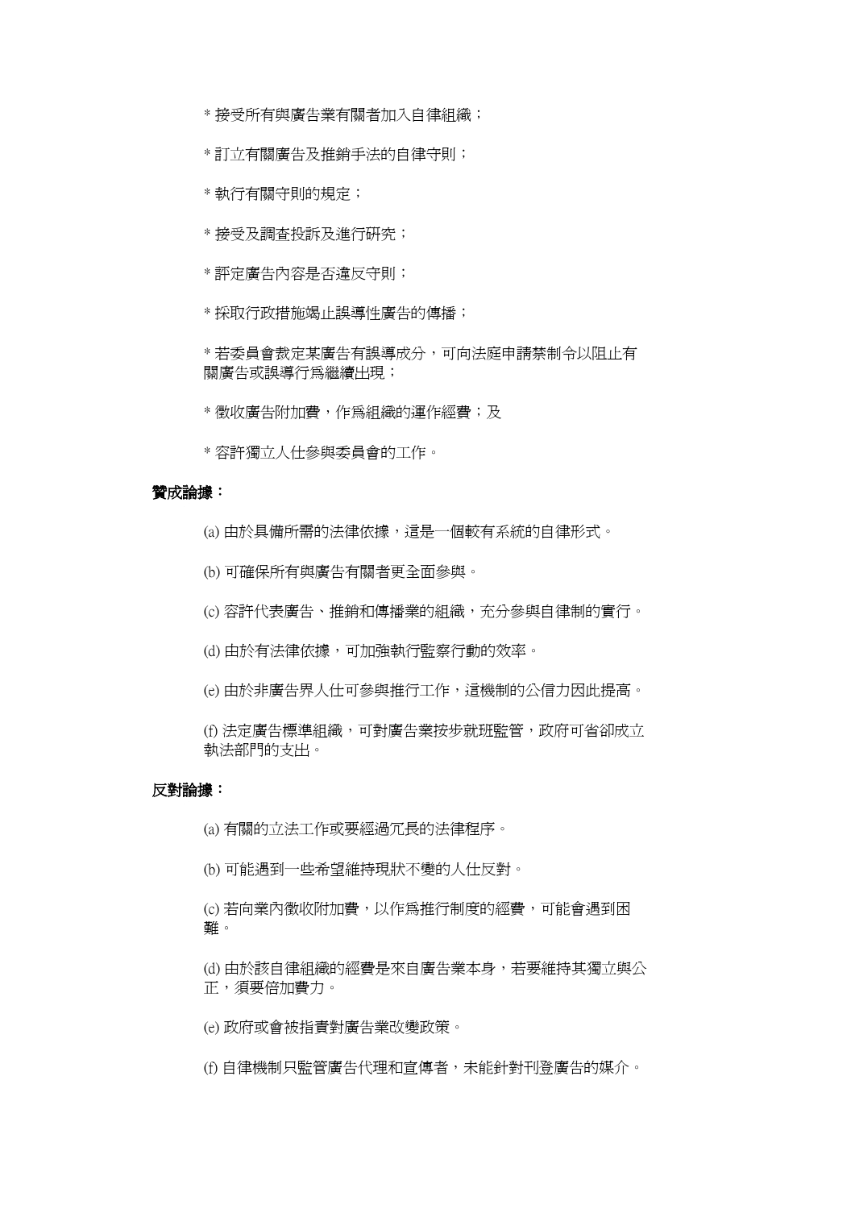* 接受所有與廣告業有關者加入自律組織；

* 訂立有關廣告及推銷手法的自律守則；

* 執行有關守則的規定；

* 接受及調查投訴及進行研究；

* 評定廣告內容是否違反守則；

* 採取行政措施遏止誤導性廣告的傳播；

* 若委員會裁定某廣告有誤導成分，可向法庭申請禁制令以阻止有關廣告或誤導行爲繼續出現；

* 徵收廣告附加費，作爲組織的運作經費；及

* 容許獨立人仕參與委員會的工作。

**贊成論據：**

(a) 由於具備所需的法律依據，這是一個較有系統的自律形式。

(b) 可確保所有與廣告有關者更全面參與。

(c) 容許代表廣告、推銷和傳播業的組織，充分參與自律制的實行。

(d) 由於有法律依據，可加強執行監察行動的效率。

(e) 由於非廣告界人仕可參與推行工作，這機制的公信力因此提高。

(f) 法定廣告標準組織，可對廣告業按步就班監管，政府可省卻成立執法部門的支出。

**反對論據：**

(a) 有關的立法工作或要經過冗長的法律程序。

(b) 可能遇到一些希望維持現狀不變的人仕反對。

(c) 若向業內徵收附加費，以作爲推行制度的經費，可能會遇到困難。

(d) 由於該自律組織的經費是來自廣告業本身，若要維持其獨立與公正，須要倍加費力。

(e) 政府或會被指責對廣告業改變政策。

(f) 自律機制只監管廣告代理和宣傳者，未能針對刊登廣告的媒介。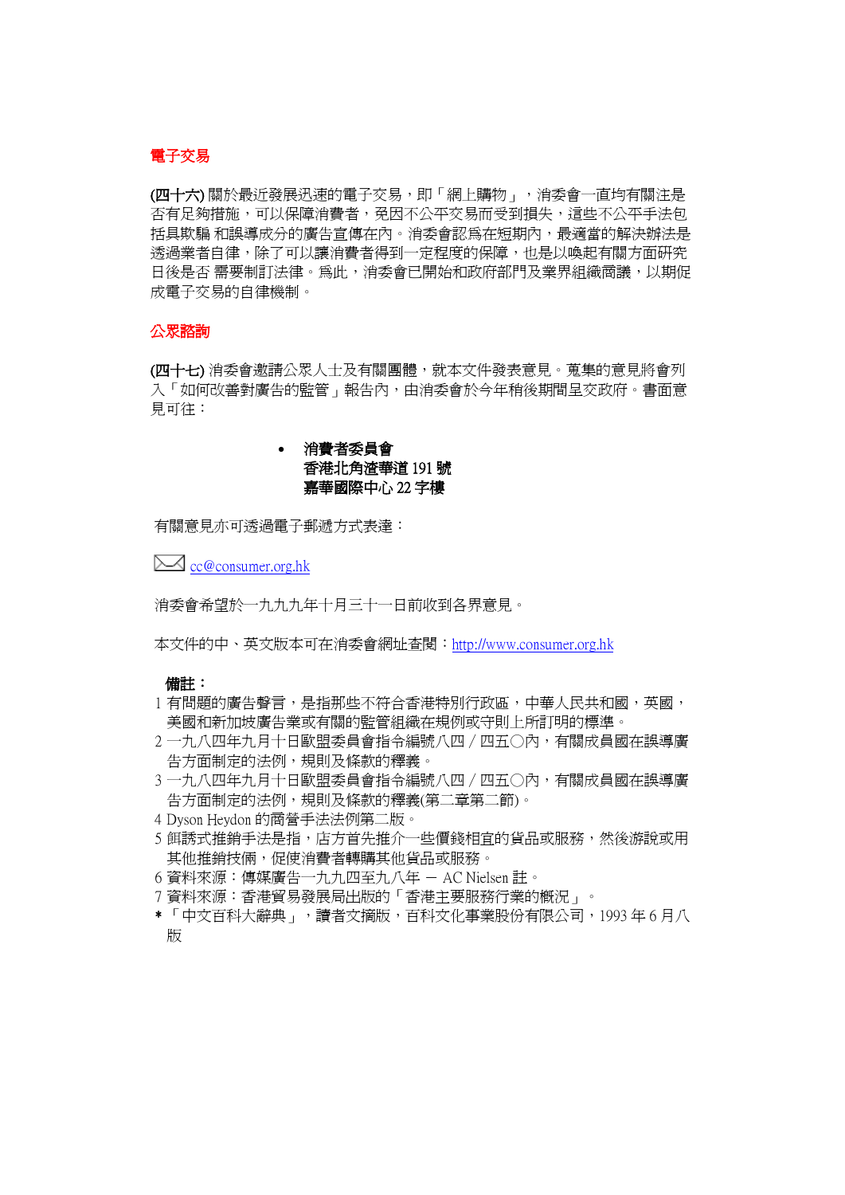## 電子交易

**(四十六)** 關於最近發展迅速的電子交易，即「網上購物」，消委會一直均有關注是否有足夠措施，可以保障消費者，免因不公平交易而受到損失，這些不公平手法包括具欺騙 和誤導成分的廣告宣傳在內。消委會認爲在短期內，最適當的解決辦法是透過業者自律，除了可以讓消費者得到一定程度的保障，也是以喚起有關方面研究日後是否 需要制訂法律。爲此，消委會已開始和政府部門及業界組織商議，以期促成電子交易的自律機制。

## 公眾諮詢

**(四十七)** 消委會邀請公眾人士及有關團體，就本文件發表意見。蒐集的意見將會列入「如何改善對廣告的監管」報告內，由消委會於今年稍後期間呈交政府。書面意見可往：

- **消費者委員會**
  **香港北角渣華道 191 號**
  **嘉華國際中心 22 字樓**

有關意見亦可透過電子郵遞方式表達：

cc@consumer.org.hk

消委會希望於一九九九年十月三十一日前收到各界意見。

本文件的中、英文版本可在消委會網址查閱：http://www.consumer.org.hk

**備註：**

1 有問題的廣告聲言，是指那些不符合香港特別行政區，中華人民共和國，英國，美國和新加坡廣告業或有關的監管組織在規例或守則上所訂明的標準。
2 一九八四年九月十日歐盟委員會指令編號八四 / 四五〇內，有關成員國在誤導廣告方面制定的法例，規則及條款的釋義。
3 一九八四年九月十日歐盟委員會指令編號八四 / 四五〇內，有關成員國在誤導廣告方面制定的法例，規則及條款的釋義(第二章第二節)。
4 Dyson Heydon 的商營手法法例第二版。
5 餌誘式推銷手法是指，店方首先推介一些價錢相宜的貨品或服務，然後游說或用其他推銷技倆，促使消費者轉購其他貨品或服務。
6 資料來源：傳媒廣告一九九四至九八年 － AC Nielsen 註。
7 資料來源：香港貿易發展局出版的「香港主要服務行業的概況」。
* 「中文百科大辭典」，讀者文摘版，百科文化事業股份有限公司，1993 年 6 月八版